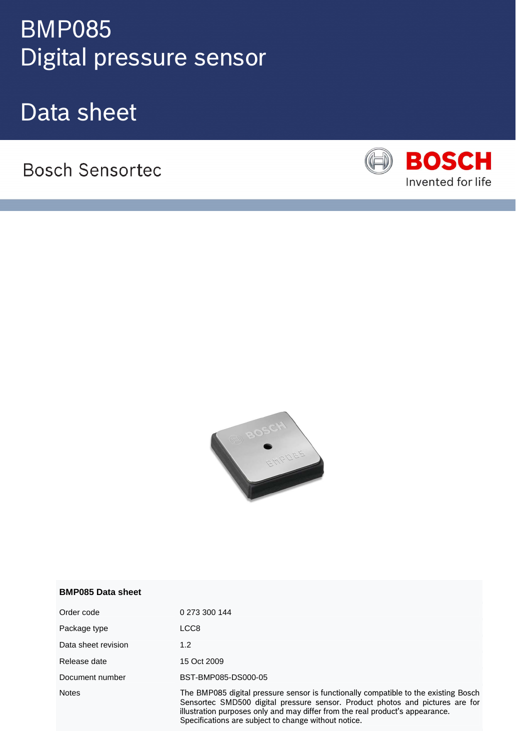# BMP085
# Digital pressure sensor

# Data sheet

Bosch Sensortec

BOSCH
Invented for life

**BMP085 Data sheet**

| | |
|---|---|
| Order code | 0 273 300 144 |
| Package type | LCC8 |
| Data sheet revision | 1.2 |
| Release date | 15 Oct 2009 |
| Document number | BST-BMP085-DS000-05 |
| Notes | The BMP085 digital pressure sensor is functionally compatible to the existing Bosch Sensortec SMD500 digital pressure sensor. Product photos and pictures are for illustration purposes only and may differ from the real product's appearance. Specifications are subject to change without notice. |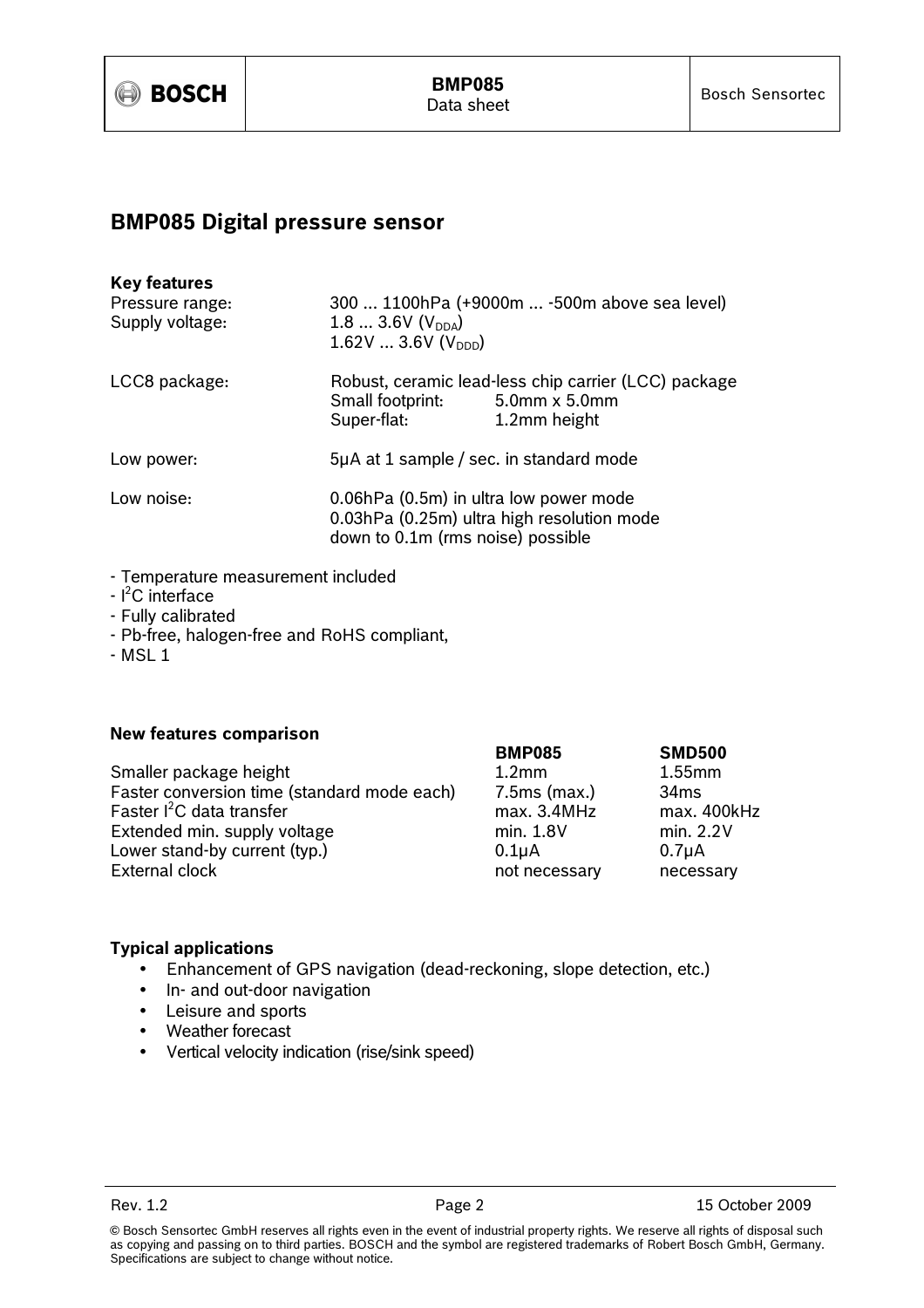## BMP085 Digital pressure sensor

### Key features

| | |
|---|---|
| Pressure range: | 300 ... 1100hPa (+9000m ... -500m above sea level) |
| Supply voltage: | 1.8 ... 3.6V ($V_{DDA}$)<br>1.62V ... 3.6V ($V_{DDD}$) |
| LCC8 package: | Robust, ceramic lead-less chip carrier (LCC) package<br>Small footprint: 5.0mm x 5.0mm<br>Super-flat: 1.2mm height |
| Low power: | 5µA at 1 sample / sec. in standard mode |
| Low noise: | 0.06hPa (0.5m) in ultra low power mode<br>0.03hPa (0.25m) ultra high resolution mode<br>down to 0.1m (rms noise) possible |

- Temperature measurement included
- $I^2C$ interface
- Fully calibrated
- Pb-free, halogen-free and RoHS compliant,
- MSL 1

### New features comparison

| | BMP085 | SMD500 |
|---|---|---|
| Smaller package height | 1.2mm | 1.55mm |
| Faster conversion time (standard mode each) | 7.5ms (max.) | 34ms |
| Faster $I^2C$ data transfer | max. 3.4MHz | max. 400kHz |
| Extended min. supply voltage | min. 1.8V | min. 2.2V |
| Lower stand-by current (typ.) | 0.1µA | 0.7µA |
| External clock | not necessary | necessary |

### Typical applications

- Enhancement of GPS navigation (dead-reckoning, slope detection, etc.)
- In- and out-door navigation
- Leisure and sports
- Weather forecast
- Vertical velocity indication (rise/sink speed)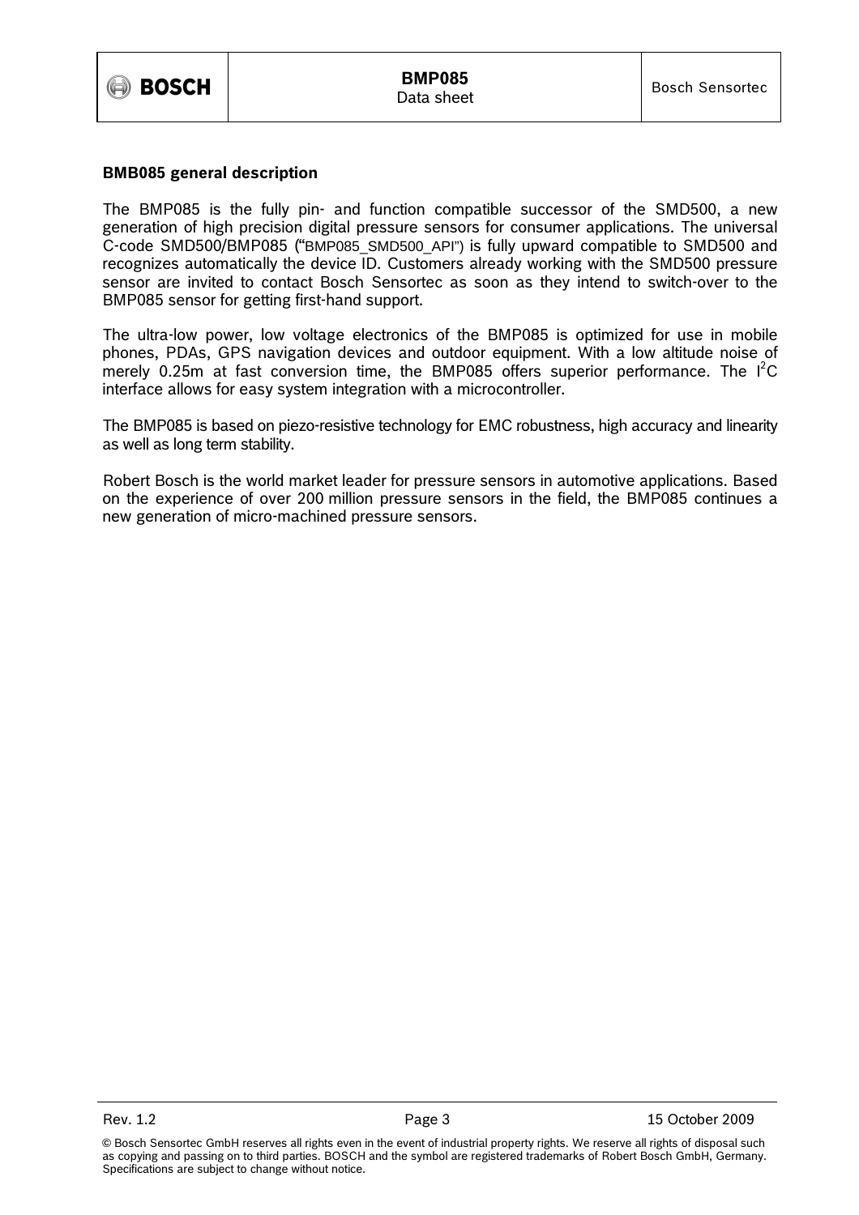## BMB085 general description

The BMP085 is the fully pin- and function compatible successor of the SMD500, a new generation of high precision digital pressure sensors for consumer applications. The universal C-code SMD500/BMP085 ("BMP085_SMD500_API") is fully upward compatible to SMD500 and recognizes automatically the device ID. Customers already working with the SMD500 pressure sensor are invited to contact Bosch Sensortec as soon as they intend to switch-over to the BMP085 sensor for getting first-hand support.

The ultra-low power, low voltage electronics of the BMP085 is optimized for use in mobile phones, PDAs, GPS navigation devices and outdoor equipment. With a low altitude noise of merely 0.25m at fast conversion time, the BMP085 offers superior performance. The $I^2C$ interface allows for easy system integration with a microcontroller.

The BMP085 is based on piezo-resistive technology for EMC robustness, high accuracy and linearity as well as long term stability.

Robert Bosch is the world market leader for pressure sensors in automotive applications. Based on the experience of over 200 million pressure sensors in the field, the BMP085 continues a new generation of micro-machined pressure sensors.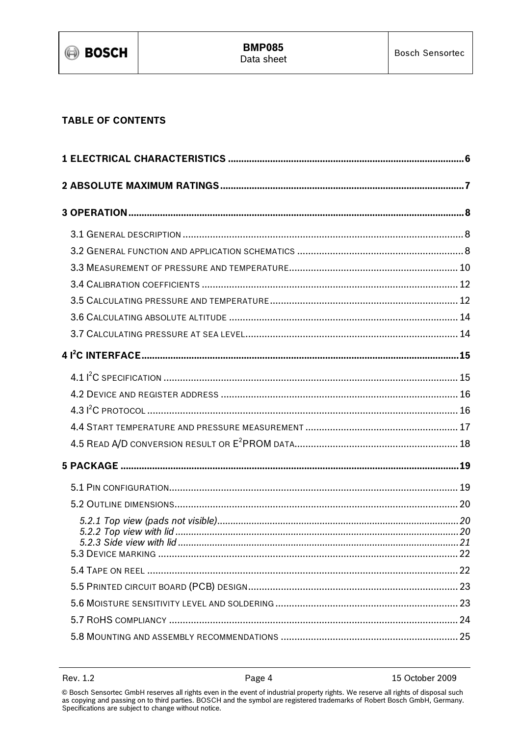**TABLE OF CONTENTS**

**1 ELECTRICAL CHARACTERISTICS ........................................................................................ 6**

**2 ABSOLUTE MAXIMUM RATINGS ......................................................................................... 7**

**3 OPERATION ............................................................................................................................ 8**

3.1 GENERAL DESCRIPTION ........................................................................................................ 8

3.2 GENERAL FUNCTION AND APPLICATION SCHEMATICS ............................................................ 8

3.3 MEASUREMENT OF PRESSURE AND TEMPERATURE ............................................................ 10

3.4 CALIBRATION COEFFICIENTS ............................................................................................ 12

3.5 CALCULATING PRESSURE AND TEMPERATURE ................................................................... 12

3.6 CALCULATING ABSOLUTE ALTITUDE .................................................................................. 14

3.7 CALCULATING PRESSURE AT SEA LEVEL ............................................................................ 14

**4 I²C INTERFACE ..................................................................................................................... 15**

4.1 I²C SPECIFICATION .......................................................................................................... 15

4.2 DEVICE AND REGISTER ADDRESS ..................................................................................... 16

4.3 I²C PROTOCOL ................................................................................................................ 16

4.4 START TEMPERATURE AND PRESSURE MEASUREMENT ...................................................... 17

4.5 READ A/D CONVERSION RESULT OR E²PROM DATA ........................................................... 18

**5 PACKAGE ............................................................................................................................. 19**

5.1 PIN CONFIGURATION ........................................................................................................ 19

5.2 OUTLINE DIMENSIONS ...................................................................................................... 20

*5.2.1 Top view (pads not visible) ......................................................................................... 20*
*5.2.2 Top view with lid ......................................................................................................... 20*
*5.2.3 Side view with lid ........................................................................................................ 21*

5.3 DEVICE MARKING ............................................................................................................ 22

5.4 TAPE ON REEL ................................................................................................................ 22

5.5 PRINTED CIRCUIT BOARD (PCB) DESIGN ........................................................................... 23

5.6 MOISTURE SENSITIVITY LEVEL AND SOLDERING .................................................................. 23

5.7 ROHS COMPLIANCY ........................................................................................................ 24

5.8 MOUNTING AND ASSEMBLY RECOMMENDATIONS ................................................................ 25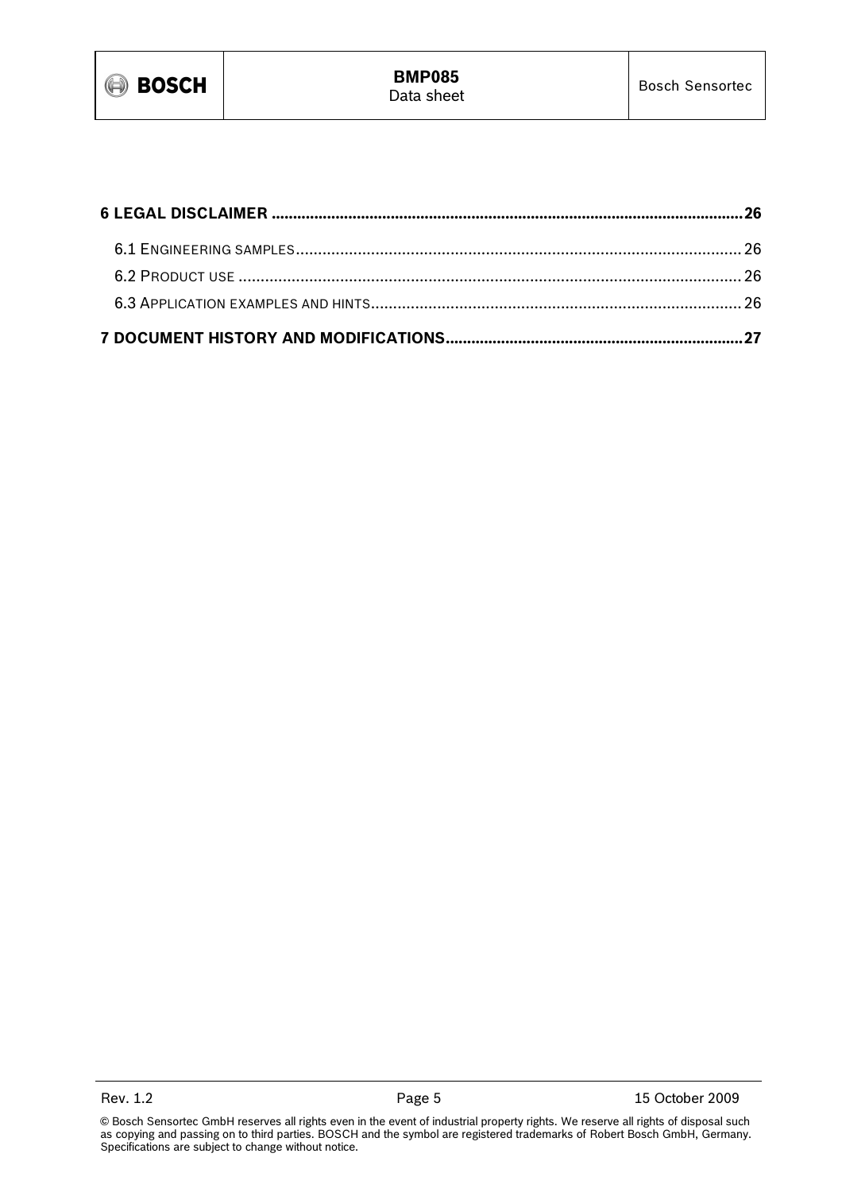**6 LEGAL DISCLAIMER ............................................................................................................26**

6.1 ENGINEERING SAMPLES ...................................................................................................... 26

6.2 PRODUCT USE ................................................................................................................... 26

6.3 APPLICATION EXAMPLES AND HINTS .................................................................................... 26

**7 DOCUMENT HISTORY AND MODIFICATIONS .....................................................................27**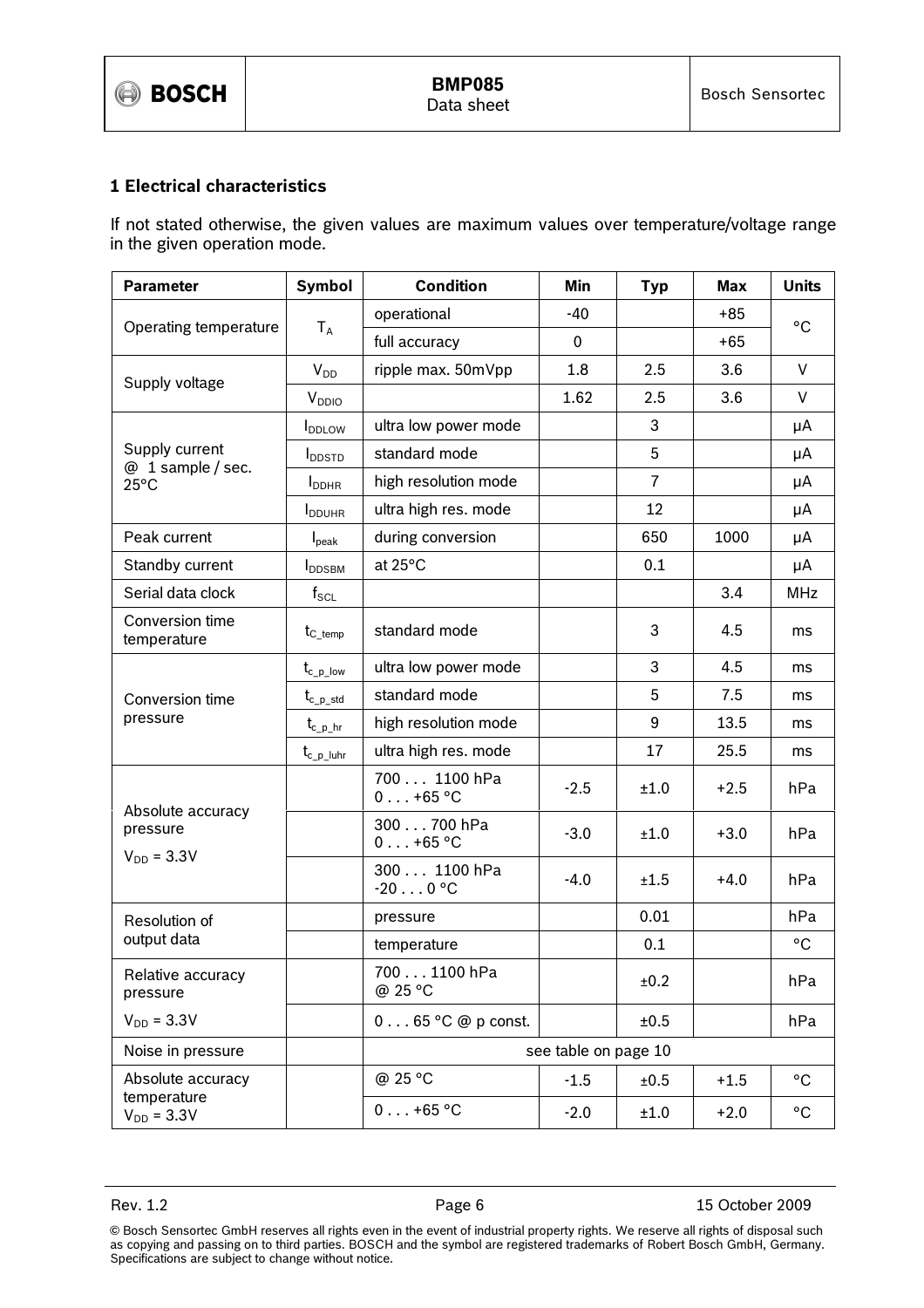## 1 Electrical characteristics

If not stated otherwise, the given values are maximum values over temperature/voltage range in the given operation mode.

| Parameter | Symbol | Condition | Min | Typ | Max | Units |
|---|---|---|---|---|---|---|
| Operating temperature | $T_A$ | operational | -40 | | +85 | °C |
| | | full accuracy | 0 | | +65 | |
| Supply voltage | $V_{DD}$ | ripple max. 50mVpp | 1.8 | 2.5 | 3.6 | V |
| | $V_{DDIO}$ | | 1.62 | 2.5 | 3.6 | V |
| Supply current @ 1 sample / sec. 25°C | $I_{DDLOW}$ | ultra low power mode | | 3 | | µA |
| | $I_{DDSTD}$ | standard mode | | 5 | | µA |
| | $I_{DDHR}$ | high resolution mode | | 7 | | µA |
| | $I_{DDUHR}$ | ultra high res. mode | | 12 | | µA |
| Peak current | $I_{peak}$ | during conversion | | 650 | 1000 | µA |
| Standby current | $I_{DDSBM}$ | at 25°C | | 0.1 | | µA |
| Serial data clock | $f_{SCL}$ | | | | 3.4 | MHz |
| Conversion time temperature | $t_{C\_temp}$ | standard mode | | 3 | 4.5 | ms |
| Conversion time pressure | $t_{c\_p\_low}$ | ultra low power mode | | 3 | 4.5 | ms |
| | $t_{c\_p\_std}$ | standard mode | | 5 | 7.5 | ms |
| | $t_{c\_p\_hr}$ | high resolution mode | | 9 | 13.5 | ms |
| | $t_{c\_p\_luhr}$ | ultra high res. mode | | 17 | 25.5 | ms |
| Absolute accuracy pressure $V_{DD}$ = 3.3V | | 700 . . . 1100 hPa 0 . . . +65 °C | -2.5 | ±1.0 | +2.5 | hPa |
| | | 300 . . . 700 hPa 0 . . . +65 °C | -3.0 | ±1.0 | +3.0 | hPa |
| | | 300 . . . 1100 hPa -20 . . . 0 °C | -4.0 | ±1.5 | +4.0 | hPa |
| Resolution of output data | | pressure | | 0.01 | | hPa |
| | | temperature | | 0.1 | | °C |
| Relative accuracy pressure $V_{DD}$ = 3.3V | | 700 . . . 1100 hPa @ 25 °C | | ±0.2 | | hPa |
| | | 0 . . . 65 °C @ p const. | | ±0.5 | | hPa |
| Noise in pressure | | see table on page 10 | | | | |
| Absolute accuracy temperature $V_{DD}$ = 3.3V | | @ 25 °C | -1.5 | ±0.5 | +1.5 | °C |
| | | 0 . . . +65 °C | -2.0 | ±1.0 | +2.0 | °C |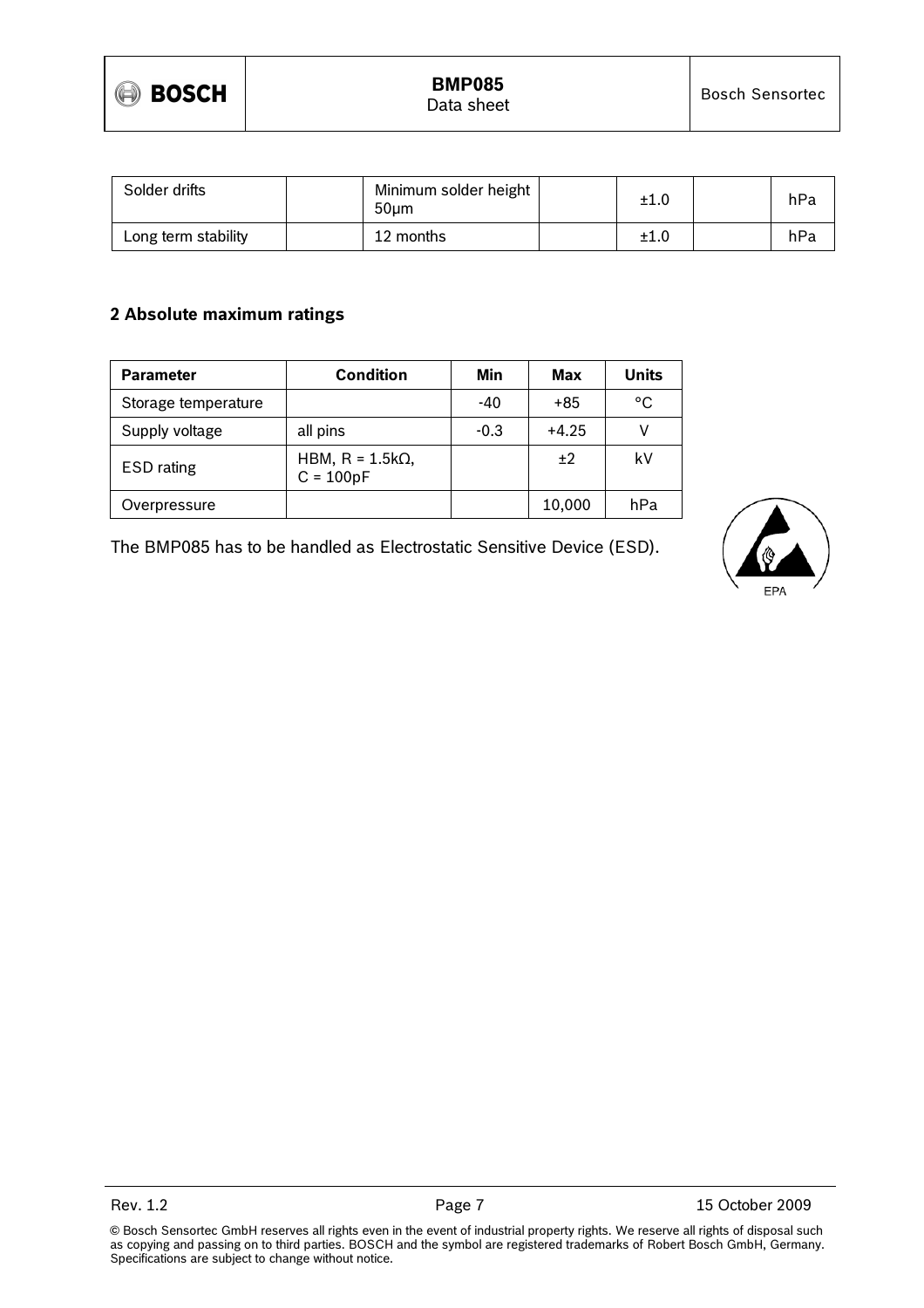| Solder drifts | | Minimum solder height 50µm | | ±1.0 | | hPa |
|---|---|---|---|---|---|---|
| Long term stability | | 12 months | | ±1.0 | | hPa |

## 2 Absolute maximum ratings

| Parameter | Condition | Min | Max | Units |
|---|---|---|---|---|
| Storage temperature | | -40 | +85 | °C |
| Supply voltage | all pins | -0.3 | +4.25 | V |
| ESD rating | HBM, R = 1.5kΩ, C = 100pF | | ±2 | kV |
| Overpressure | | | 10,000 | hPa |

The BMP085 has to be handled as Electrostatic Sensitive Device (ESD).

EPA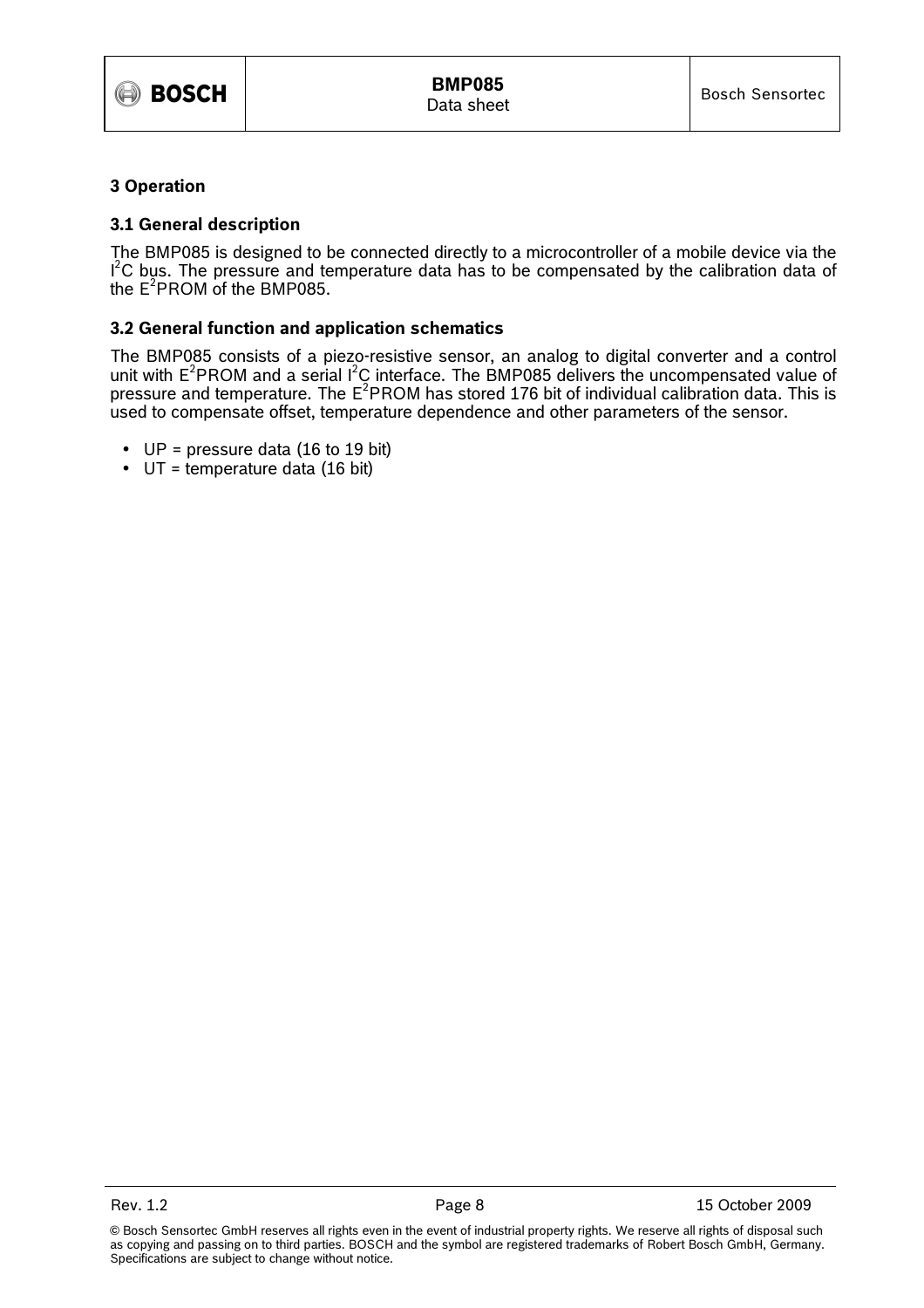# 3 Operation

## 3.1 General description

The BMP085 is designed to be connected directly to a microcontroller of a mobile device via the $I^2C$ bus. The pressure and temperature data has to be compensated by the calibration data of the $E^2PROM$ of the BMP085.

## 3.2 General function and application schematics

The BMP085 consists of a piezo-resistive sensor, an analog to digital converter and a control unit with $E^2PROM$ and a serial $I^2C$ interface. The BMP085 delivers the uncompensated value of pressure and temperature. The $E^2PROM$ has stored 176 bit of individual calibration data. This is used to compensate offset, temperature dependence and other parameters of the sensor.

- UP = pressure data (16 to 19 bit)
- UT = temperature data (16 bit)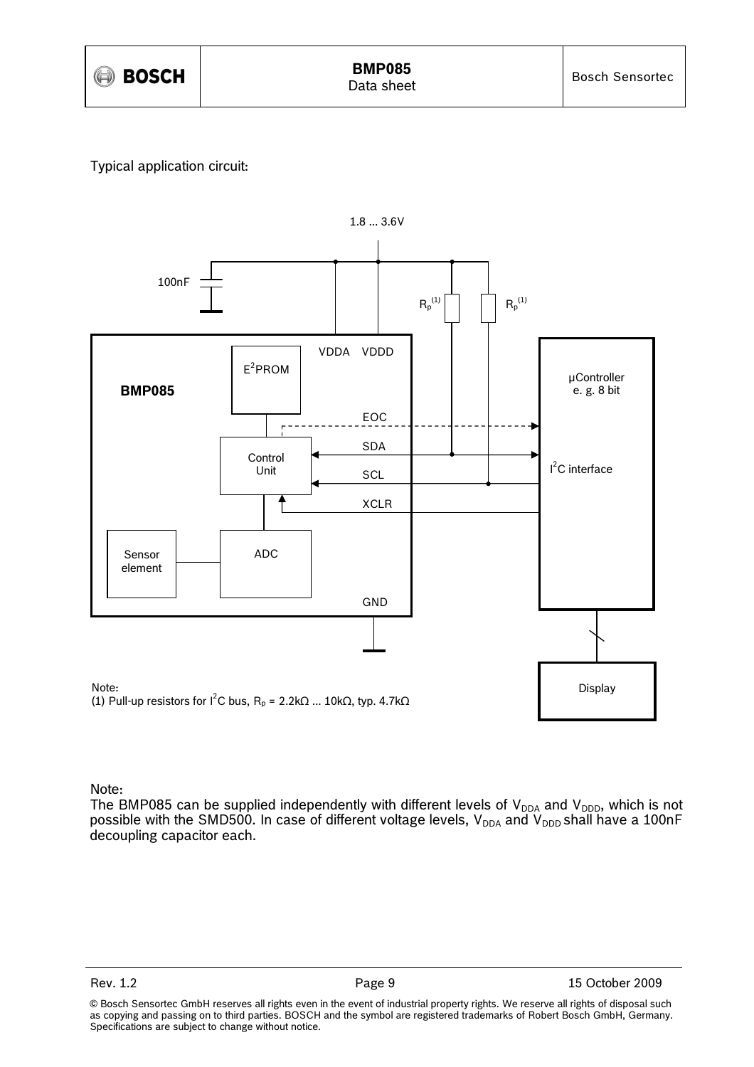Typical application circuit:

1.8 ... 3.6V

100nF

$R_p$ (1)

$R_p$ (1)

VDDA VDDD

$E^2$PROM

BMP085

μController
e. g. 8 bit

EOC

SDA

Control
Unit

SCL

$I^2$C interface

XCLR

Sensor
element

ADC

GND

Display

Note:
(1) Pull-up resistors for $I^2$C bus, $R_p$ = 2.2kΩ ... 10kΩ, typ. 4.7kΩ

Note:
The BMP085 can be supplied independently with different levels of $V_{DDA}$ and $V_{DDD}$, which is not possible with the SMD500. In case of different voltage levels, $V_{DDA}$ and $V_{DDD}$ shall have a 100nF decoupling capacitor each.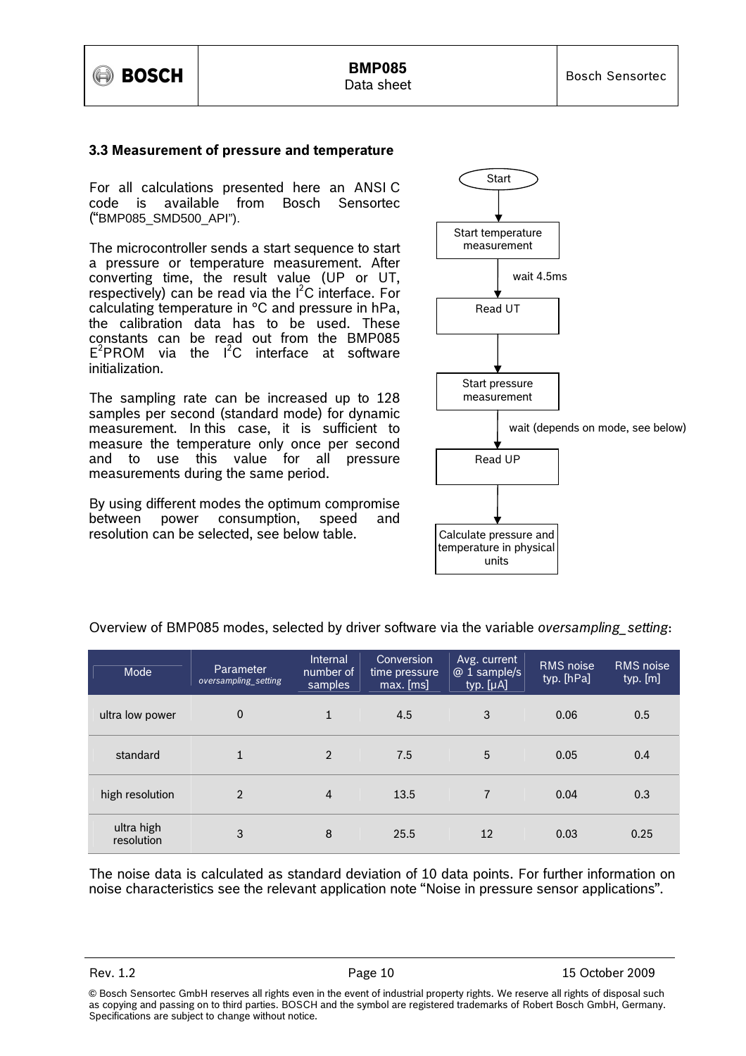### 3.3 Measurement of pressure and temperature

For all calculations presented here an ANSI C code is available from Bosch Sensortec ("BMP085_SMD500_API").

The microcontroller sends a start sequence to start a pressure or temperature measurement. After converting time, the result value (UP or UT, respectively) can be read via the $I^2C$ interface. For calculating temperature in °C and pressure in hPa, the calibration data has to be used. These constants can be read out from the BMP085 $E^2PROM$ via the $I^2C$ interface at software initialization.

The sampling rate can be increased up to 128 samples per second (standard mode) for dynamic measurement. In this case, it is sufficient to measure the temperature only once per second and to use this value for all pressure measurements during the same period.

By using different modes the optimum compromise between power consumption, speed and resolution can be selected, see below table.

Start → Start temperature measurement → (wait 4.5ms) → Read UT → Start pressure measurement → (wait (depends on mode, see below)) → Read UP → Calculate pressure and temperature in physical units

Overview of BMP085 modes, selected by driver software via the variable *oversampling_setting*:

| Mode | Parameter *oversampling_setting* | Internal number of samples | Conversion time pressure max. [ms] | Avg. current @ 1 sample/s typ. [µA] | RMS noise typ. [hPa] | RMS noise typ. [m] |
|---|---|---|---|---|---|---|
| ultra low power | 0 | 1 | 4.5 | 3 | 0.06 | 0.5 |
| standard | 1 | 2 | 7.5 | 5 | 0.05 | 0.4 |
| high resolution | 2 | 4 | 13.5 | 7 | 0.04 | 0.3 |
| ultra high resolution | 3 | 8 | 25.5 | 12 | 0.03 | 0.25 |

The noise data is calculated as standard deviation of 10 data points. For further information on noise characteristics see the relevant application note "Noise in pressure sensor applications".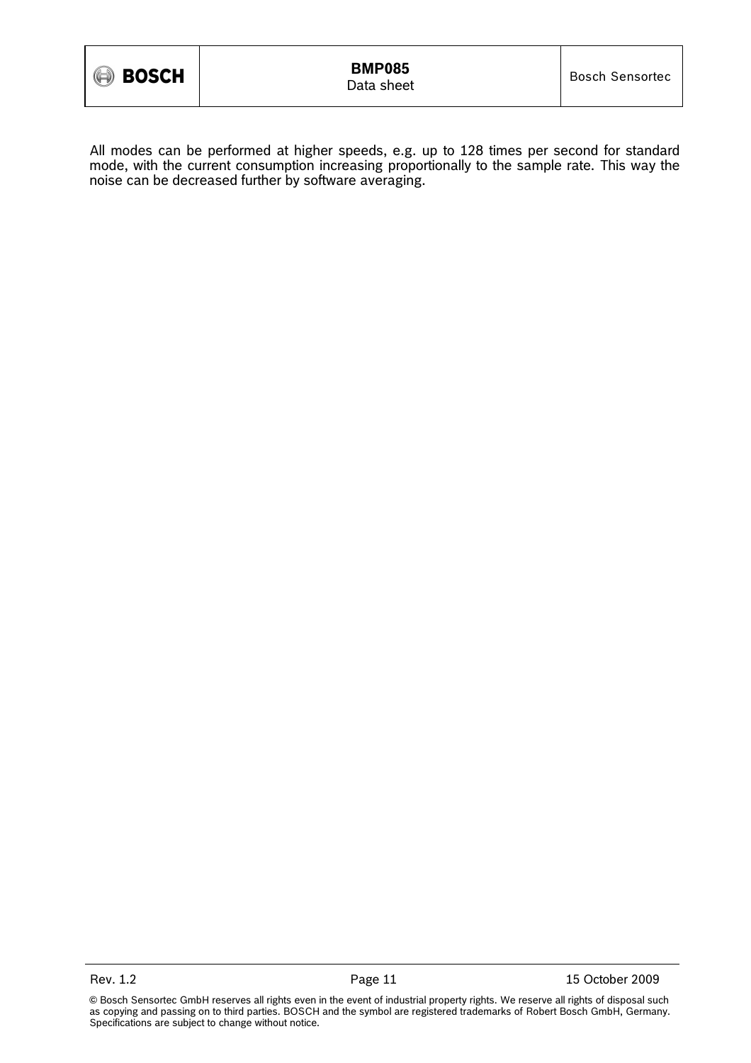All modes can be performed at higher speeds, e.g. up to 128 times per second for standard mode, with the current consumption increasing proportionally to the sample rate. This way the noise can be decreased further by software averaging.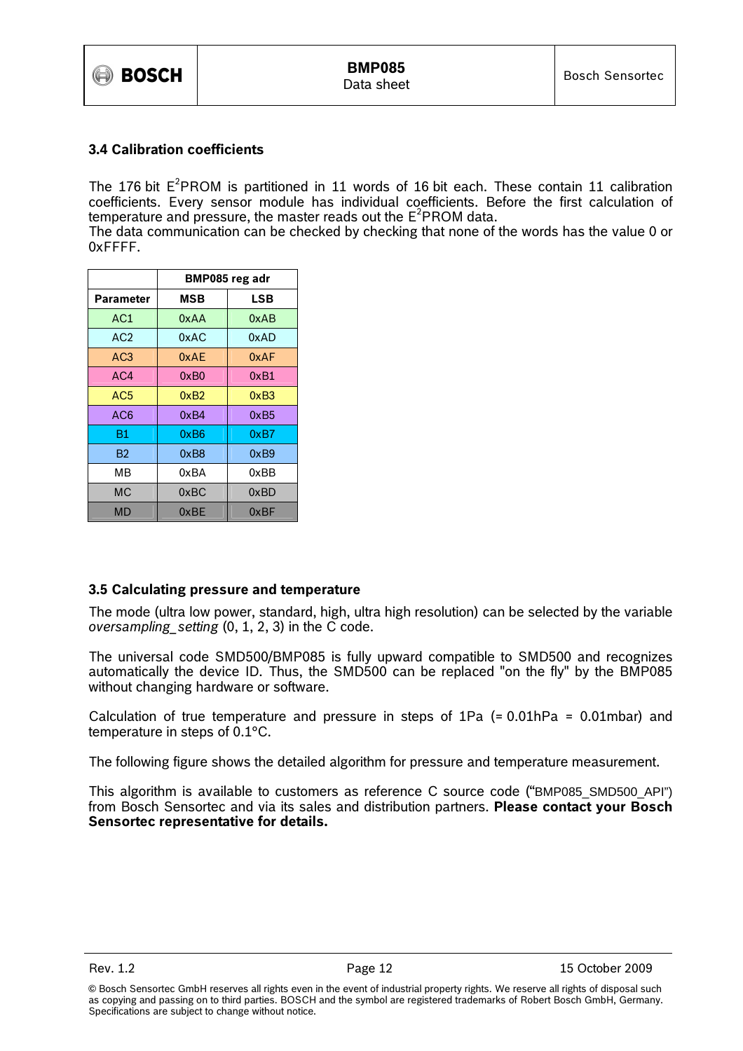### 3.4 Calibration coefficients

The 176 bit $E^2$PROM is partitioned in 11 words of 16 bit each. These contain 11 calibration coefficients. Every sensor module has individual coefficients. Before the first calculation of temperature and pressure, the master reads out the $E^2$PROM data.
The data communication can be checked by checking that none of the words has the value 0 or 0xFFFF.

| | BMP085 reg adr | |
|---|---|---|
| **Parameter** | **MSB** | **LSB** |
| AC1 | 0xAA | 0xAB |
| AC2 | 0xAC | 0xAD |
| AC3 | 0xAE | 0xAF |
| AC4 | 0xB0 | 0xB1 |
| AC5 | 0xB2 | 0xB3 |
| AC6 | 0xB4 | 0xB5 |
| B1 | 0xB6 | 0xB7 |
| B2 | 0xB8 | 0xB9 |
| MB | 0xBA | 0xBB |
| MC | 0xBC | 0xBD |
| MD | 0xBE | 0xBF |

### 3.5 Calculating pressure and temperature

The mode (ultra low power, standard, high, ultra high resolution) can be selected by the variable *oversampling_setting* (0, 1, 2, 3) in the C code.

The universal code SMD500/BMP085 is fully upward compatible to SMD500 and recognizes automatically the device ID. Thus, the SMD500 can be replaced "on the fly" by the BMP085 without changing hardware or software.

Calculation of true temperature and pressure in steps of 1Pa (= 0.01hPa = 0.01mbar) and temperature in steps of 0.1°C.

The following figure shows the detailed algorithm for pressure and temperature measurement.

This algorithm is available to customers as reference C source code ("BMP085_SMD500_API") from Bosch Sensortec and via its sales and distribution partners. **Please contact your Bosch Sensortec representative for details.**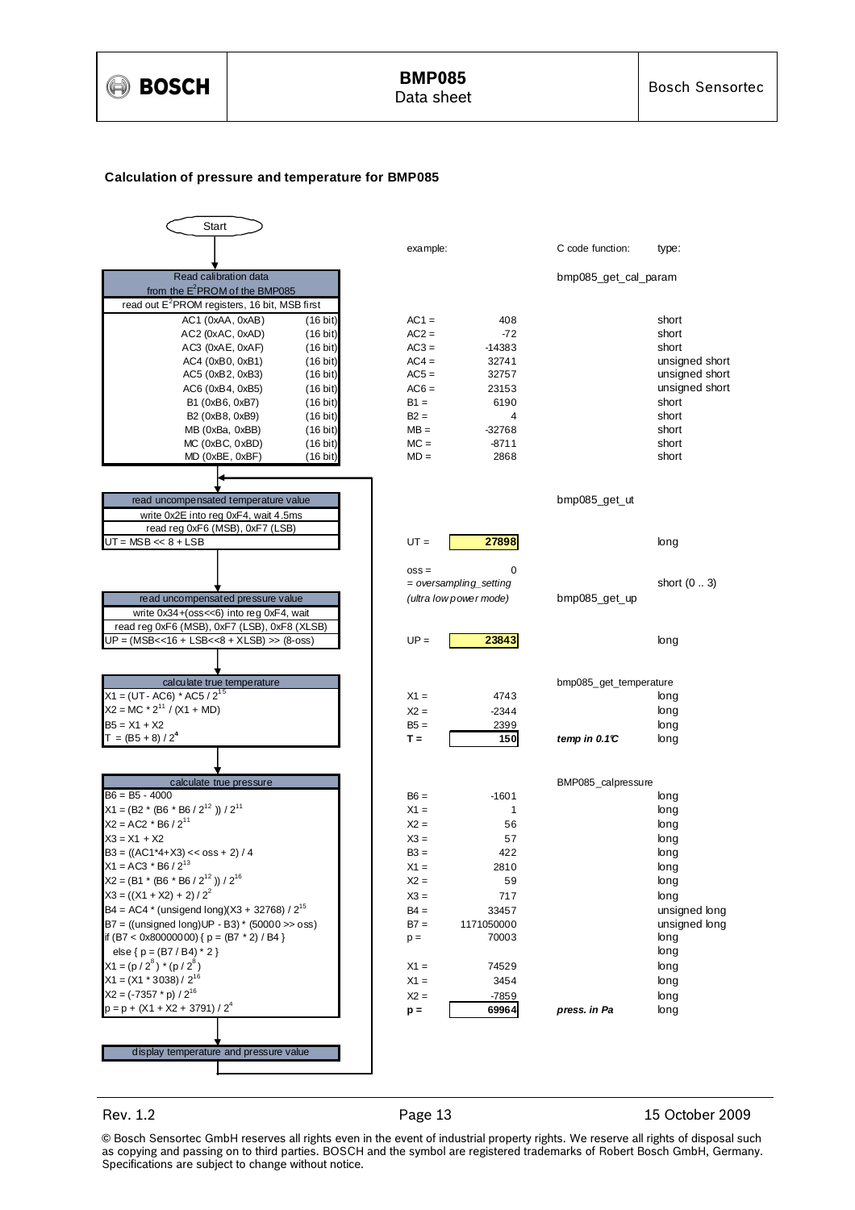### Calculation of pressure and temperature for BMP085

**Start**

| Step / Formula | | example: | | C code function: | type: |
|---|---|---|---|---|---|
| **Read calibration data from the E²PROM of the BMP085** | | | | bmp085_get_cal_param | |
| read out E²PROM registers, 16 bit, MSB first | | | | | |
| AC1 (0xAA, 0xAB) | (16 bit) | AC1 = | 408 | | short |
| AC2 (0xAC, 0xAD) | (16 bit) | AC2 = | -72 | | short |
| AC3 (0xAE, 0xAF) | (16 bit) | AC3 = | -14383 | | short |
| AC4 (0xB0, 0xB1) | (16 bit) | AC4 = | 32741 | | unsigned short |
| AC5 (0xB2, 0xB3) | (16 bit) | AC5 = | 32757 | | unsigned short |
| AC6 (0xB4, 0xB5) | (16 bit) | AC6 = | 23153 | | unsigned short |
| B1 (0xB6, 0xB7) | (16 bit) | B1 = | 6190 | | short |
| B2 (0xB8, 0xB9) | (16 bit) | B2 = | 4 | | short |
| MB (0xBa, 0xBB) | (16 bit) | MB = | -32768 | | short |
| MC (0xBC, 0xBD) | (16 bit) | MC = | -8711 | | short |
| MD (0xBE, 0xBF) | (16 bit) | MD = | 2868 | | short |
| **read uncompensated temperature value** | | | | bmp085_get_ut | |
| write 0x2E into reg 0xF4, wait 4.5ms | | | | | |
| read reg 0xF6 (MSB), 0xF7 (LSB) | | | | | |
| UT = MSB << 8 + LSB | | UT = | **27898** | | long |
| | | oss = | 0 | | |
| | | *= oversampling_setting* | | | short (0 .. 3) |
| **read uncompensated pressure value** | | *(ultra low power mode)* | | bmp085_get_up | |
| write 0x34+(oss<<6) into reg 0xF4, wait | | | | | |
| read reg 0xF6 (MSB), 0xF7 (LSB), 0xF8 (XLSB) | | | | | |
| UP = (MSB<<16 + LSB<<8 + XLSB) >> (8-oss) | | UP = | **23843** | | long |
| **calculate true temperature** | | | | bmp085_get_temperature | |
| X1 = (UT - AC6) * AC5 / $2^{15}$ | | X1 = | 4743 | | long |
| X2 = MC * $2^{11}$ / (X1 + MD) | | X2 = | -2344 | | long |
| B5 = X1 + X2 | | B5 = | 2399 | | long |
| T = (B5 + 8) / $2^4$ | | **T =** | **150** | ***temp in 0.1°C*** | long |
| **calculate true pressure** | | | | BMP085_calpressure | |
| B6 = B5 - 4000 | | B6 = | -1601 | | long |
| X1 = (B2 * (B6 * B6 / $2^{12}$ )) / $2^{11}$ | | X1 = | 1 | | long |
| X2 = AC2 * B6 / $2^{11}$ | | X2 = | 56 | | long |
| X3 = X1 + X2 | | X3 = | 57 | | long |
| B3 = ((AC1*4+X3) << oss + 2) / 4 | | B3 = | 422 | | long |
| X1 = AC3 * B6 / $2^{13}$ | | X1 = | 2810 | | long |
| X2 = (B1 * (B6 * B6 / $2^{12}$ )) / $2^{16}$ | | X2 = | 59 | | long |
| X3 = ((X1 + X2) + 2) / $2^2$ | | X3 = | 717 | | long |
| B4 = AC4 * (unsigend long)(X3 + 32768) / $2^{15}$ | | B4 = | 33457 | | unsigned long |
| B7 = ((unsigned long)UP - B3) * (50000 >> oss) | | B7 = | 1171050000 | | unsigned long |
| if (B7 < 0x80000000) { p = (B7 * 2) / B4 } | | p = | 70003 | | long |
| else { p = (B7 / B4) * 2 } | | | | | long |
| X1 = (p / $2^8$) * (p / $2^8$) | | X1 = | 74529 | | long |
| X1 = (X1 * 3038) / $2^{16}$ | | X1 = | 3454 | | long |
| X2 = (-7357 * p) / $2^{16}$ | | X2 = | -7859 | | long |
| p = p + (X1 + X2 + 3791) / $2^4$ | | **p =** | **69964** | ***press. in Pa*** | long |
| **display temperature and pressure value** | | | | | |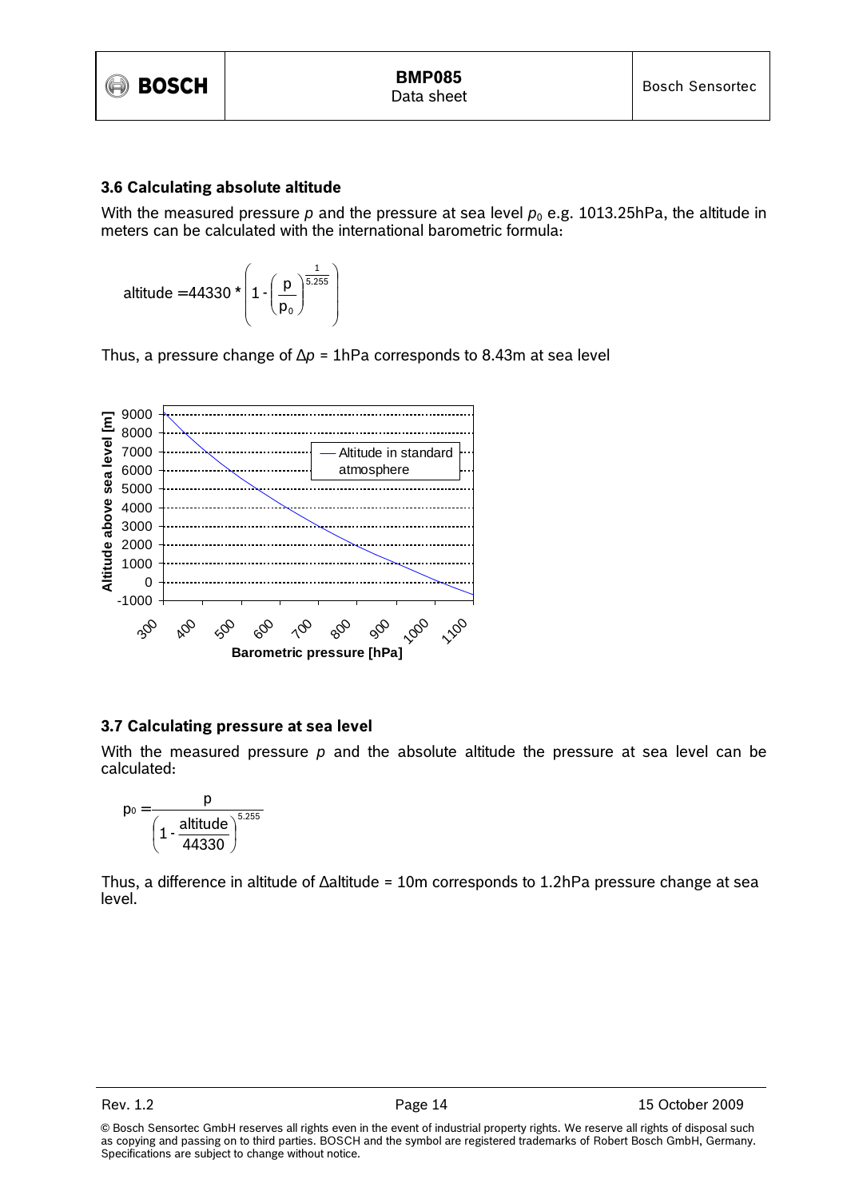### 3.6 Calculating absolute altitude

With the measured pressure $p$ and the pressure at sea level $p_0$ e.g. 1013.25hPa, the altitude in meters can be calculated with the international barometric formula:

$$\text{altitude} = 44330 * \left(1 - \left(\frac{p}{p_0}\right)^{\frac{1}{5.255}}\right)$$

Thus, a pressure change of $\Delta p$ = 1hPa corresponds to 8.43m at sea level

### 3.7 Calculating pressure at sea level

With the measured pressure $p$ and the absolute altitude the pressure at sea level can be calculated:

$$p_0 = \frac{p}{\left(1 - \frac{\text{altitude}}{44330}\right)^{5.255}}$$

Thus, a difference in altitude of $\Delta$altitude = 10m corresponds to 1.2hPa pressure change at sea level.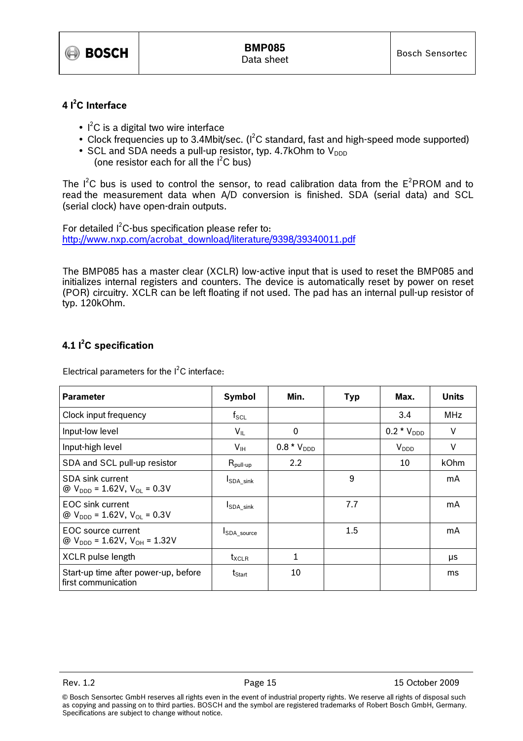## 4 $I^2C$ Interface

- $I^2C$ is a digital two wire interface
- Clock frequencies up to 3.4Mbit/sec. ($I^2C$ standard, fast and high-speed mode supported)
- SCL and SDA needs a pull-up resistor, typ. 4.7kOhm to $V_{DDD}$
  (one resistor each for all the $I^2C$ bus)

The $I^2C$ bus is used to control the sensor, to read calibration data from the $E^2PROM$ and to read the measurement data when A/D conversion is finished. SDA (serial data) and SCL (serial clock) have open-drain outputs.

For detailed $I^2C$-bus specification please refer to:
http://www.nxp.com/acrobat_download/literature/9398/39340011.pdf

The BMP085 has a master clear (XCLR) low-active input that is used to reset the BMP085 and initializes internal registers and counters. The device is automatically reset by power on reset (POR) circuitry. XCLR can be left floating if not used. The pad has an internal pull-up resistor of typ. 120kOhm.

### 4.1 $I^2C$ specification

Electrical parameters for the $I^2C$ interface:

| Parameter | Symbol | Min. | Typ | Max. | Units |
|---|---|---|---|---|---|
| Clock input frequency | $f_{SCL}$ | | | 3.4 | MHz |
| Input-low level | $V_{IL}$ | 0 | | $0.2 * V_{DDD}$ | V |
| Input-high level | $V_{IH}$ | $0.8 * V_{DDD}$ | | $V_{DDD}$ | V |
| SDA and SCL pull-up resistor | $R_{pull\text{-}up}$ | 2.2 | | 10 | kOhm |
| SDA sink current @ $V_{DDD}$ = 1.62V, $V_{OL}$ = 0.3V | $I_{SDA\_sink}$ | | 9 | | mA |
| EOC sink current @ $V_{DDD}$ = 1.62V, $V_{OL}$ = 0.3V | $I_{SDA\_sink}$ | | 7.7 | | mA |
| EOC source current @ $V_{DDD}$ = 1.62V, $V_{OH}$ = 1.32V | $I_{SDA\_source}$ | | 1.5 | | mA |
| XCLR pulse length | $t_{XCLR}$ | 1 | | | µs |
| Start-up time after power-up, before first communication | $t_{Start}$ | 10 | | | ms |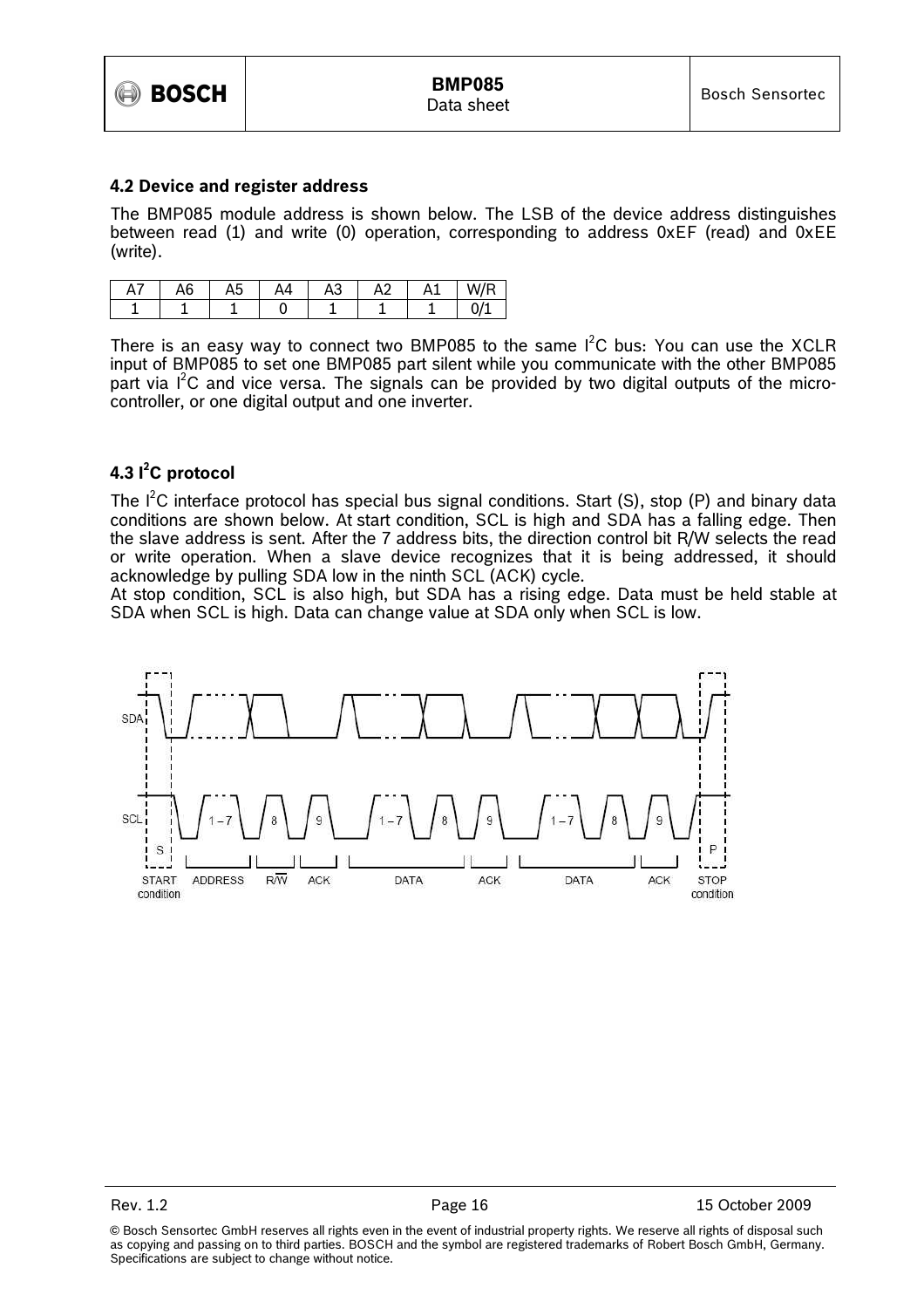### 4.2 Device and register address

The BMP085 module address is shown below. The LSB of the device address distinguishes between read (1) and write (0) operation, corresponding to address 0xEF (read) and 0xEE (write).

| A7 | A6 | A5 | A4 | A3 | A2 | A1 | W/R |
|---|---|---|---|---|---|---|---|
| 1 | 1 | 1 | 0 | 1 | 1 | 1 | 0/1 |

There is an easy way to connect two BMP085 to the same $I^2C$ bus: You can use the XCLR input of BMP085 to set one BMP085 part silent while you communicate with the other BMP085 part via $I^2C$ and vice versa. The signals can be provided by two digital outputs of the micro-controller, or one digital output and one inverter.

### 4.3 $I^2C$ protocol

The $I^2C$ interface protocol has special bus signal conditions. Start (S), stop (P) and binary data conditions are shown below. At start condition, SCL is high and SDA has a falling edge. Then the slave address is sent. After the 7 address bits, the direction control bit R/W selects the read or write operation. When a slave device recognizes that it is being addressed, it should acknowledge by pulling SDA low in the ninth SCL (ACK) cycle.
At stop condition, SCL is also high, but SDA has a rising edge. Data must be held stable at SDA when SCL is high. Data can change value at SDA only when SCL is low.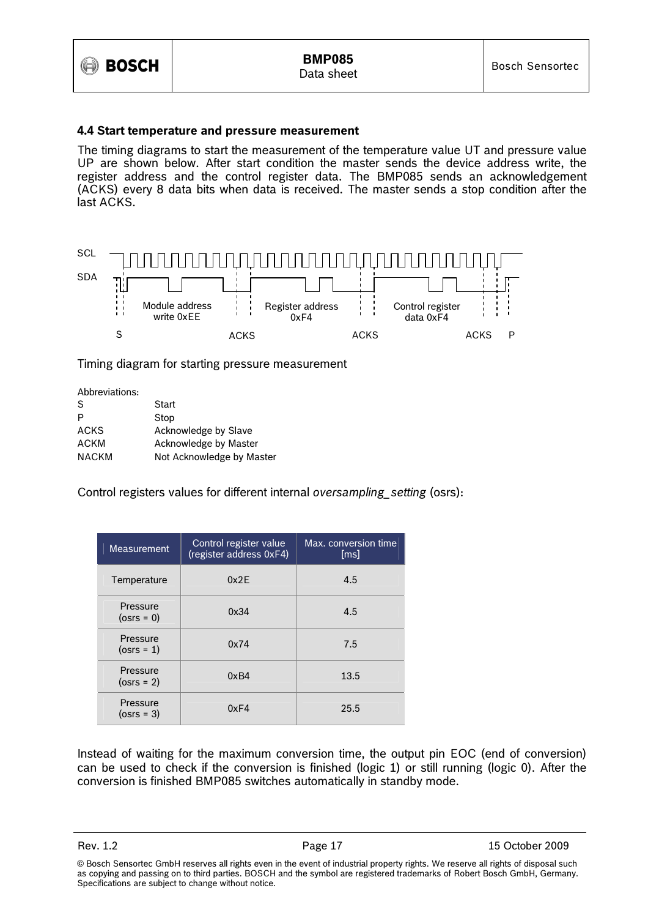### 4.4 Start temperature and pressure measurement

The timing diagrams to start the measurement of the temperature value UT and pressure value UP are shown below. After start condition the master sends the device address write, the register address and the control register data. The BMP085 sends an acknowledgement (ACKS) every 8 data bits when data is received. The master sends a stop condition after the last ACKS.

SCL

SDA

Module address write 0xEE | Register address 0xF4 | Control register data 0xF4

S | ACKS | ACKS | ACKS | P

Timing diagram for starting pressure measurement

Abbreviations:

| | |
|---|---|
| S | Start |
| P | Stop |
| ACKS | Acknowledge by Slave |
| ACKM | Acknowledge by Master |
| NACKM | Not Acknowledge by Master |

Control registers values for different internal *oversampling_setting* (osrs):

| Measurement | Control register value (register address 0xF4) | Max. conversion time [ms] |
|---|---|---|
| Temperature | 0x2E | 4.5 |
| Pressure (osrs = 0) | 0x34 | 4.5 |
| Pressure (osrs = 1) | 0x74 | 7.5 |
| Pressure (osrs = 2) | 0xB4 | 13.5 |
| Pressure (osrs = 3) | 0xF4 | 25.5 |

Instead of waiting for the maximum conversion time, the output pin EOC (end of conversion) can be used to check if the conversion is finished (logic 1) or still running (logic 0). After the conversion is finished BMP085 switches automatically in standby mode.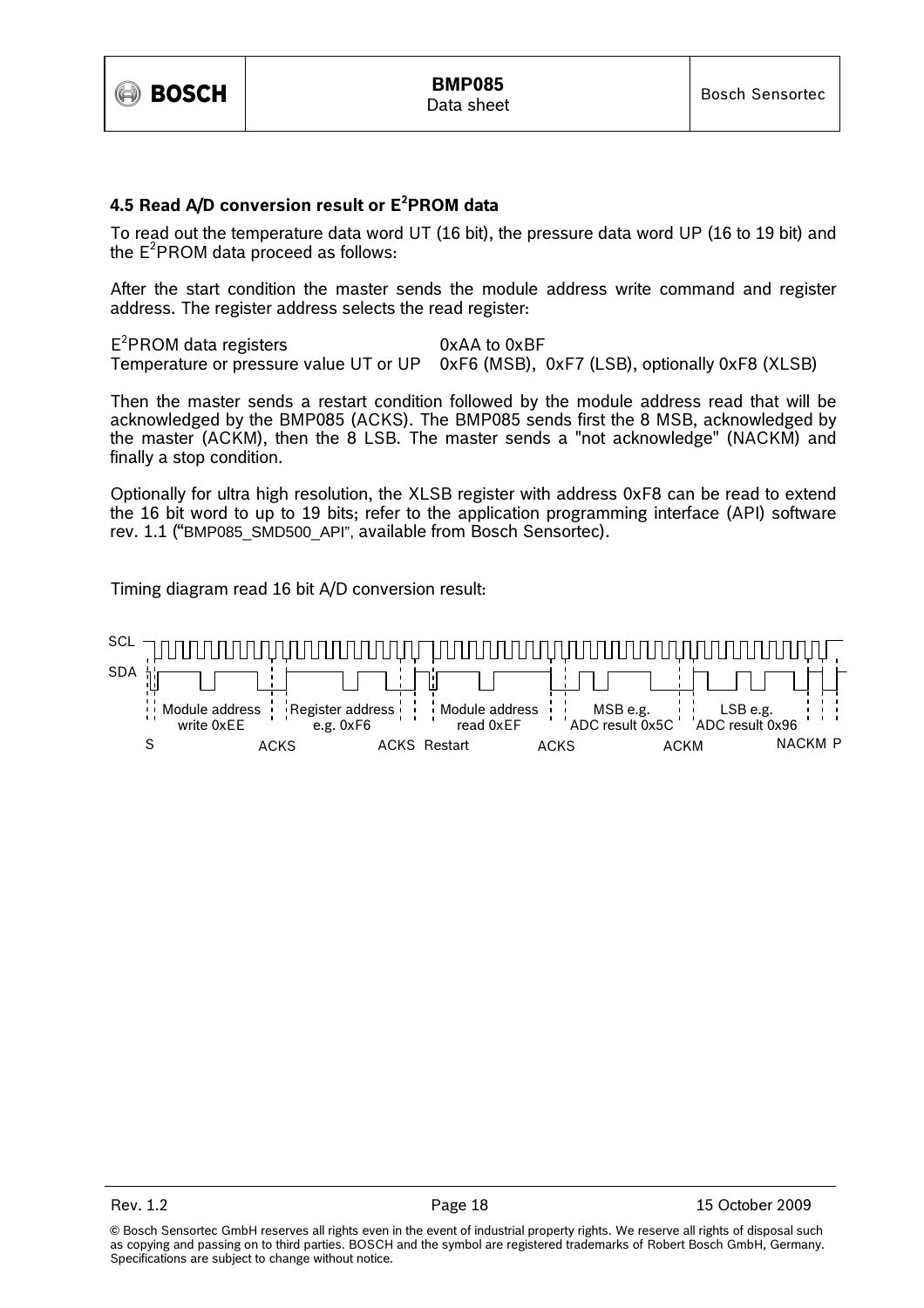### 4.5 Read A/D conversion result or E$^2$PROM data

To read out the temperature data word UT (16 bit), the pressure data word UP (16 to 19 bit) and the E$^2$PROM data proceed as follows:

After the start condition the master sends the module address write command and register address. The register address selects the read register:

| | |
|---|---|
| E$^2$PROM data registers | 0xAA to 0xBF |
| Temperature or pressure value UT or UP | 0xF6 (MSB), 0xF7 (LSB), optionally 0xF8 (XLSB) |

Then the master sends a restart condition followed by the module address read that will be acknowledged by the BMP085 (ACKS). The BMP085 sends first the 8 MSB, acknowledged by the master (ACKM), then the 8 LSB. The master sends a "not acknowledge" (NACKM) and finally a stop condition.

Optionally for ultra high resolution, the XLSB register with address 0xF8 can be read to extend the 16 bit word to up to 19 bits; refer to the application programming interface (API) software rev. 1.1 ("BMP085_SMD500_API", available from Bosch Sensortec).

Timing diagram read 16 bit A/D conversion result:

SCL
SDA
S | Module address write 0xEE | ACKS | Register address e.g. 0xF6 | ACKS | Restart | Module address read 0xEF | ACKS | MSB e.g. ADC result 0x5C | ACKM | LSB e.g. ADC result 0x96 | NACKM | P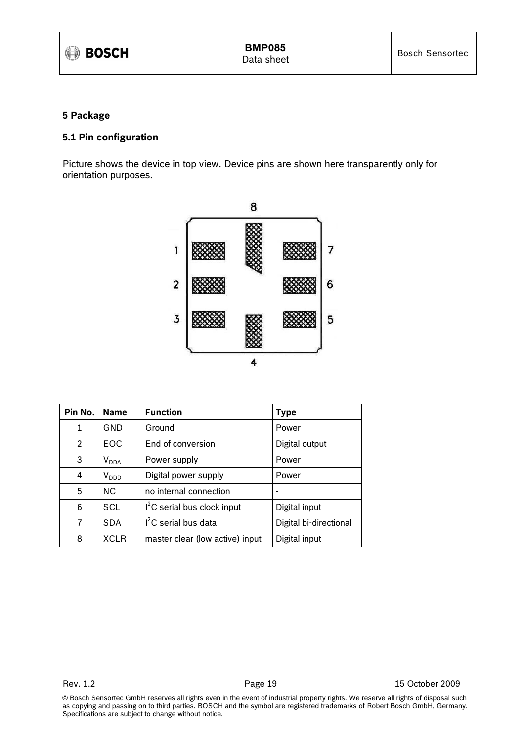# 5 Package

## 5.1 Pin configuration

Picture shows the device in top view. Device pins are shown here transparently only for orientation purposes.

| Pin No. | Name | Function | Type |
|---|---|---|---|
| 1 | GND | Ground | Power |
| 2 | EOC | End of conversion | Digital output |
| 3 | $V_{DDA}$ | Power supply | Power |
| 4 | $V_{DDD}$ | Digital power supply | Power |
| 5 | NC | no internal connection | - |
| 6 | SCL | $I^2C$ serial bus clock input | Digital input |
| 7 | SDA | $I^2C$ serial bus data | Digital bi-directional |
| 8 | XCLR | master clear (low active) input | Digital input |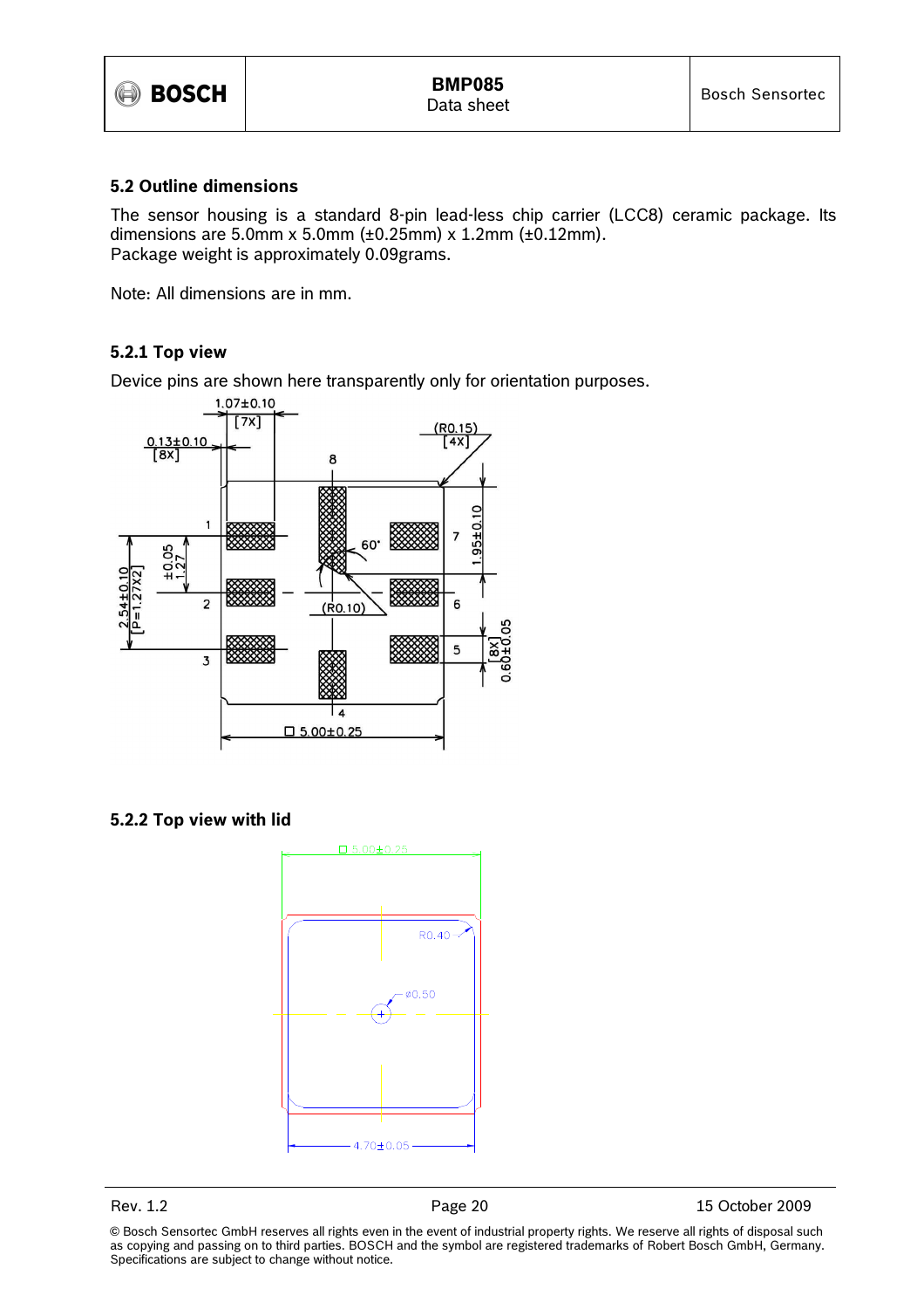### 5.2 Outline dimensions

The sensor housing is a standard 8-pin lead-less chip carrier (LCC8) ceramic package. Its dimensions are 5.0mm x 5.0mm (±0.25mm) x 1.2mm (±0.12mm).
Package weight is approximately 0.09grams.

Note: All dimensions are in mm.

#### 5.2.1 Top view

Device pins are shown here transparently only for orientation purposes.

#### 5.2.2 Top view with lid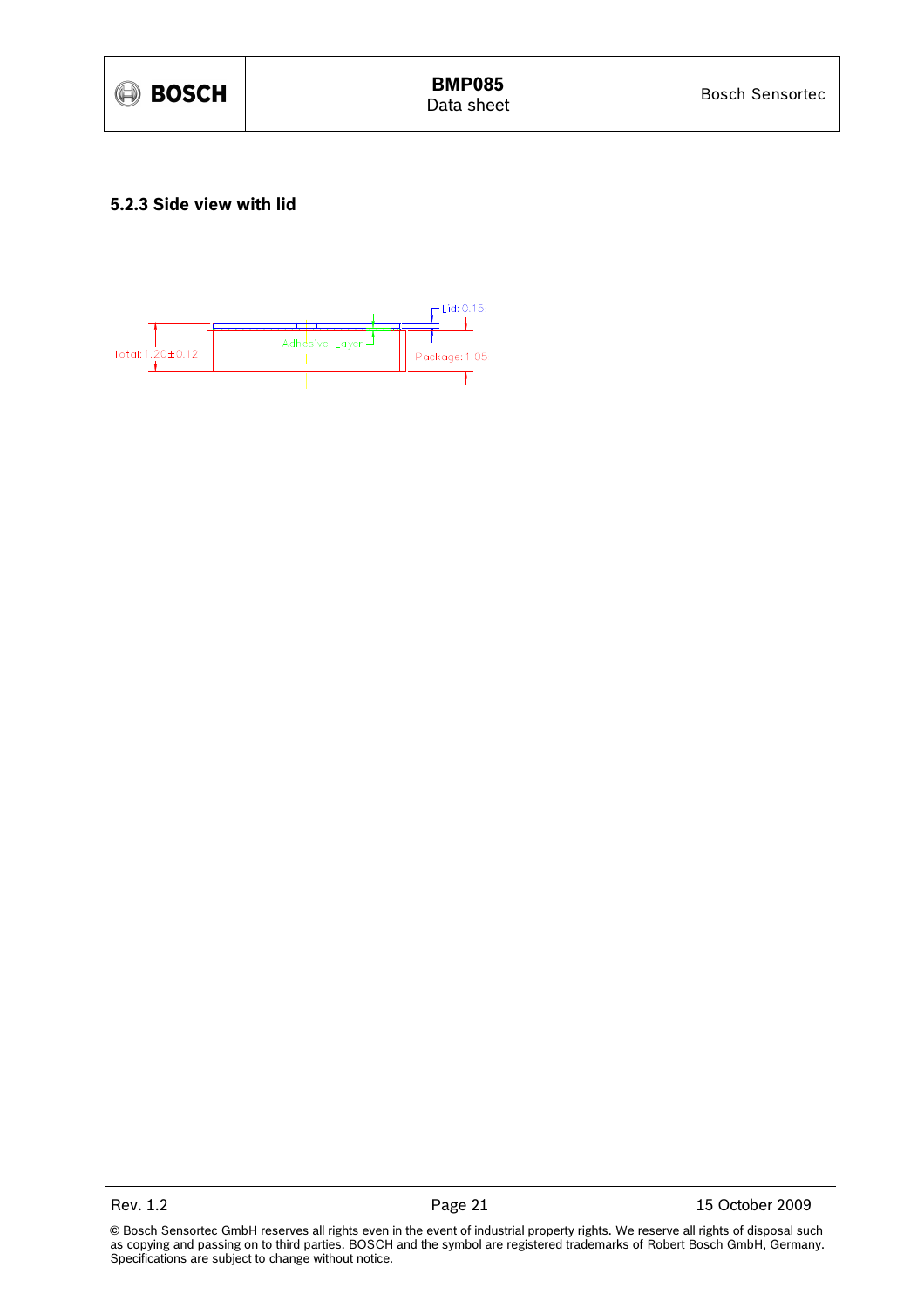### 5.2.3 Side view with lid

Lid: 0.15

Adhesive Layer

Total: 1.20±0.12

Package: 1.05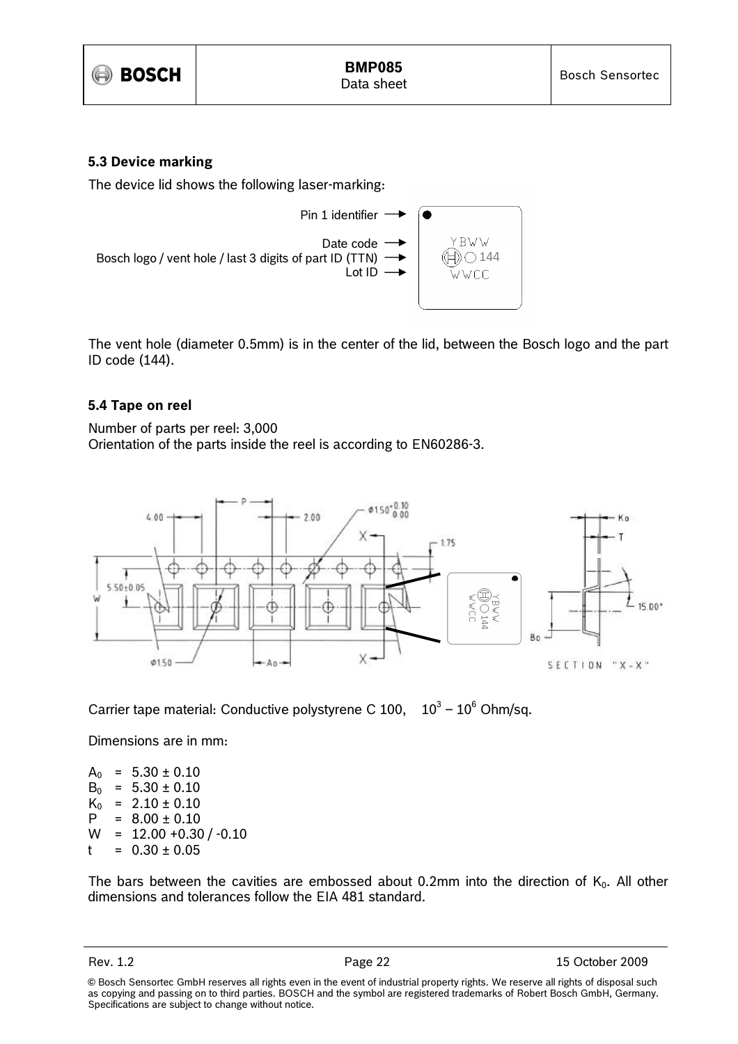### 5.3 Device marking

The device lid shows the following laser-marking:

Pin 1 identifier

Date code

Bosch logo / vent hole / last 3 digits of part ID (TTN)

Lot ID

The vent hole (diameter 0.5mm) is in the center of the lid, between the Bosch logo and the part ID code (144).

### 5.4 Tape on reel

Number of parts per reel: 3,000
Orientation of the parts inside the reel is according to EN60286-3.

Carrier tape material: Conductive polystyrene C 100, $10^3 - 10^6$ Ohm/sq.

Dimensions are in mm:

$A_0$ = 5.30 ± 0.10
$B_0$ = 5.30 ± 0.10
$K_0$ = 2.10 ± 0.10
P = 8.00 ± 0.10
W = 12.00 +0.30 / -0.10
t = 0.30 ± 0.05

The bars between the cavities are embossed about 0.2mm into the direction of $K_0$. All other dimensions and tolerances follow the EIA 481 standard.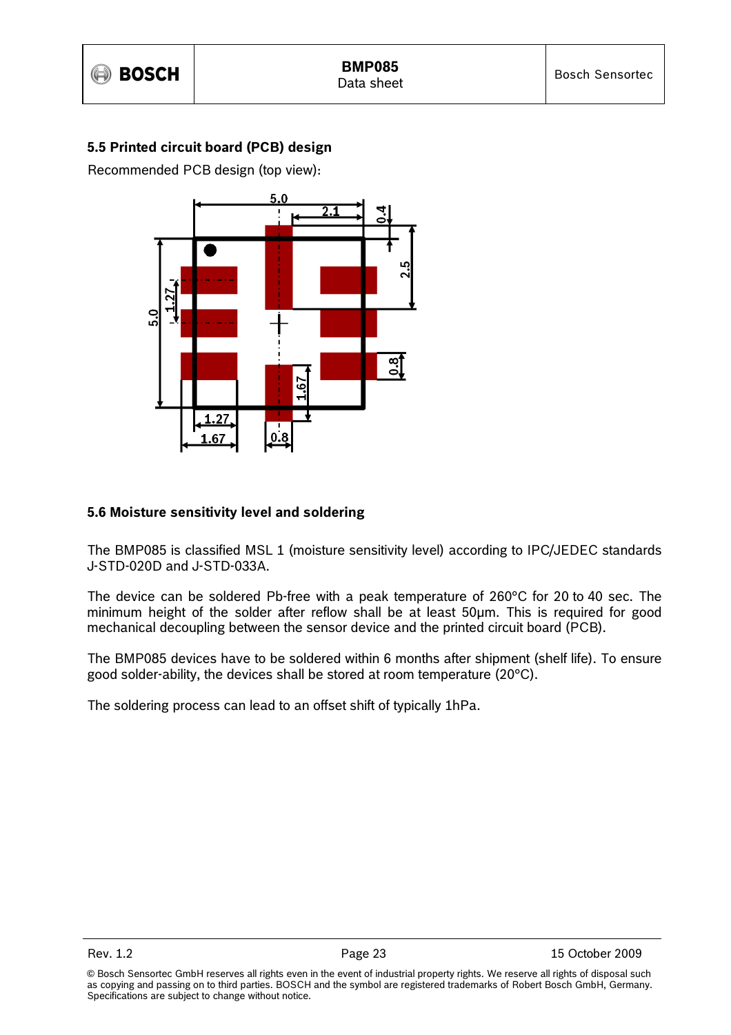## 5.5 Printed circuit board (PCB) design

Recommended PCB design (top view):

## 5.6 Moisture sensitivity level and soldering

The BMP085 is classified MSL 1 (moisture sensitivity level) according to IPC/JEDEC standards J-STD-020D and J-STD-033A.

The device can be soldered Pb-free with a peak temperature of 260°C for 20 to 40 sec. The minimum height of the solder after reflow shall be at least 50µm. This is required for good mechanical decoupling between the sensor device and the printed circuit board (PCB).

The BMP085 devices have to be soldered within 6 months after shipment (shelf life). To ensure good solder-ability, the devices shall be stored at room temperature (20°C).

The soldering process can lead to an offset shift of typically 1hPa.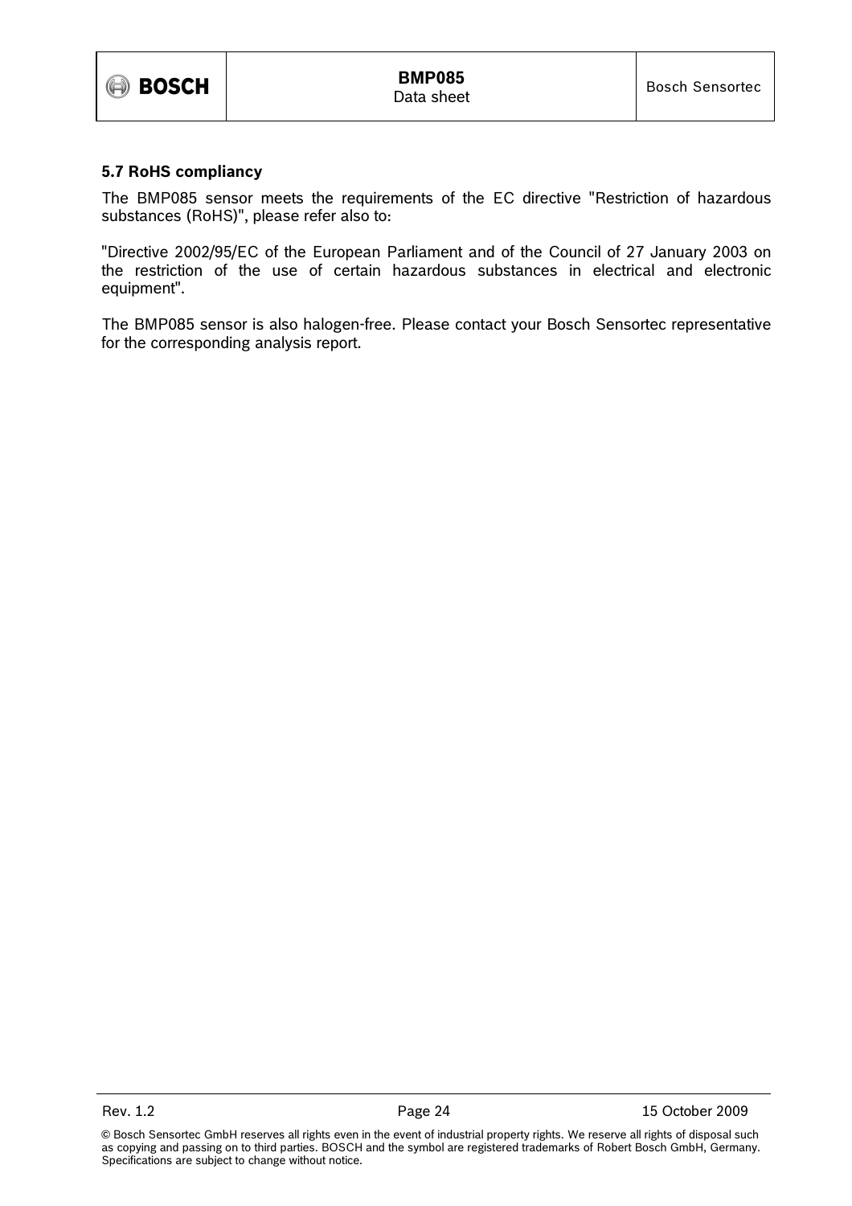## 5.7 RoHS compliancy

The BMP085 sensor meets the requirements of the EC directive "Restriction of hazardous substances (RoHS)", please refer also to:

"Directive 2002/95/EC of the European Parliament and of the Council of 27 January 2003 on the restriction of the use of certain hazardous substances in electrical and electronic equipment".

The BMP085 sensor is also halogen-free. Please contact your Bosch Sensortec representative for the corresponding analysis report.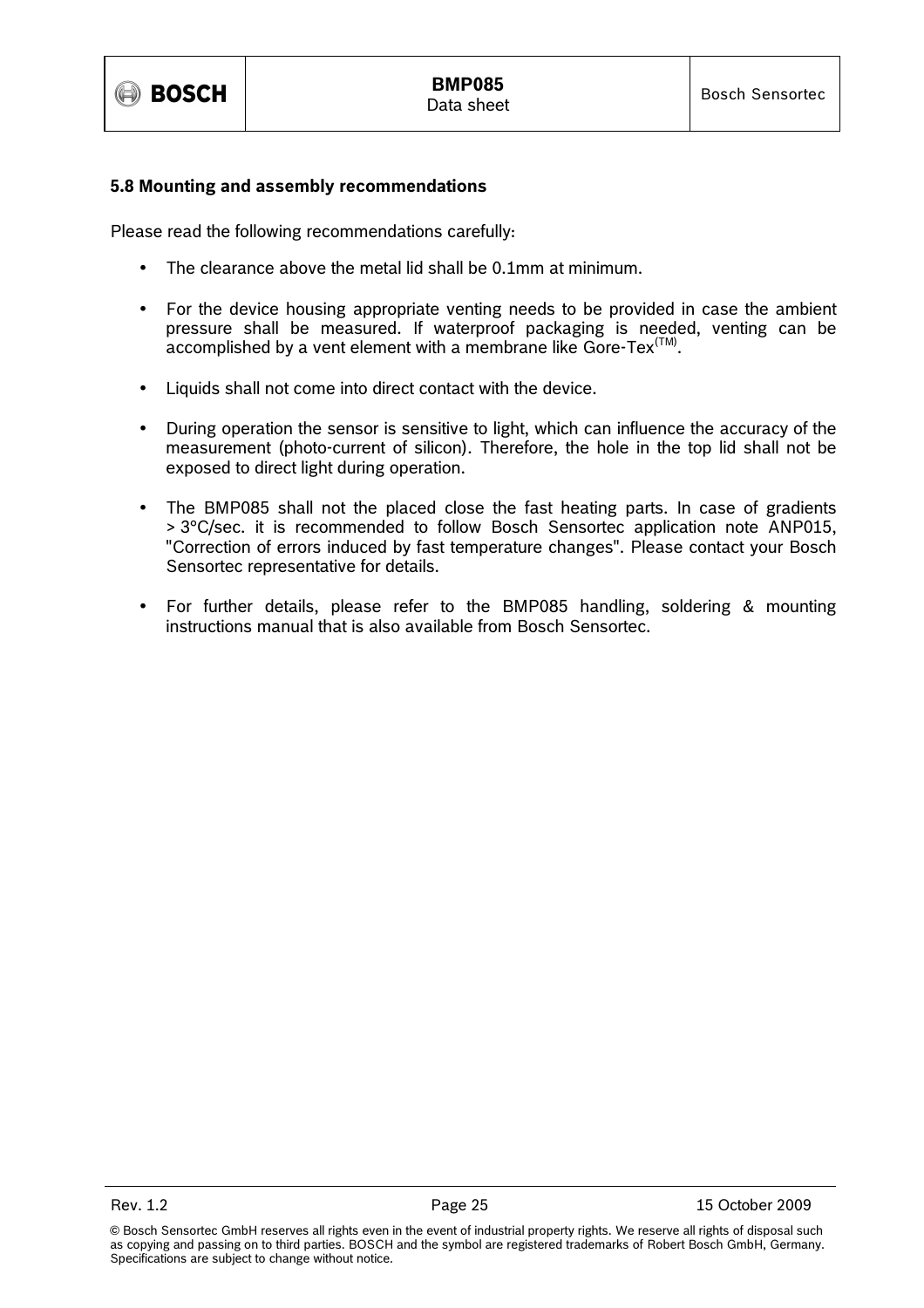## 5.8 Mounting and assembly recommendations

Please read the following recommendations carefully:

- The clearance above the metal lid shall be 0.1mm at minimum.
- For the device housing appropriate venting needs to be provided in case the ambient pressure shall be measured. If waterproof packaging is needed, venting can be accomplished by a vent element with a membrane like Gore-Tex(TM).
- Liquids shall not come into direct contact with the device.
- During operation the sensor is sensitive to light, which can influence the accuracy of the measurement (photo-current of silicon). Therefore, the hole in the top lid shall not be exposed to direct light during operation.
- The BMP085 shall not the placed close the fast heating parts. In case of gradients > 3°C/sec. it is recommended to follow Bosch Sensortec application note ANP015, "Correction of errors induced by fast temperature changes". Please contact your Bosch Sensortec representative for details.
- For further details, please refer to the BMP085 handling, soldering & mounting instructions manual that is also available from Bosch Sensortec.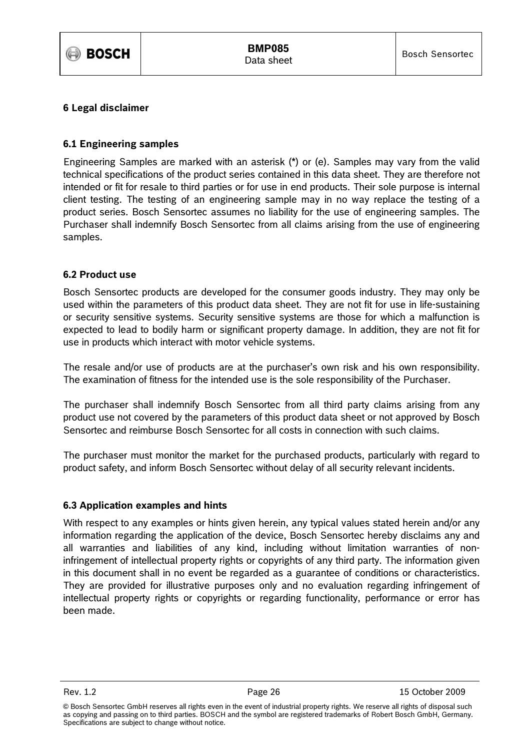# 6 Legal disclaimer

## 6.1 Engineering samples

Engineering Samples are marked with an asterisk (*) or (e). Samples may vary from the valid technical specifications of the product series contained in this data sheet. They are therefore not intended or fit for resale to third parties or for use in end products. Their sole purpose is internal client testing. The testing of an engineering sample may in no way replace the testing of a product series. Bosch Sensortec assumes no liability for the use of engineering samples. The Purchaser shall indemnify Bosch Sensortec from all claims arising from the use of engineering samples.

## 6.2 Product use

Bosch Sensortec products are developed for the consumer goods industry. They may only be used within the parameters of this product data sheet. They are not fit for use in life-sustaining or security sensitive systems. Security sensitive systems are those for which a malfunction is expected to lead to bodily harm or significant property damage. In addition, they are not fit for use in products which interact with motor vehicle systems.

The resale and/or use of products are at the purchaser's own risk and his own responsibility. The examination of fitness for the intended use is the sole responsibility of the Purchaser.

The purchaser shall indemnify Bosch Sensortec from all third party claims arising from any product use not covered by the parameters of this product data sheet or not approved by Bosch Sensortec and reimburse Bosch Sensortec for all costs in connection with such claims.

The purchaser must monitor the market for the purchased products, particularly with regard to product safety, and inform Bosch Sensortec without delay of all security relevant incidents.

## 6.3 Application examples and hints

With respect to any examples or hints given herein, any typical values stated herein and/or any information regarding the application of the device, Bosch Sensortec hereby disclaims any and all warranties and liabilities of any kind, including without limitation warranties of non-infringement of intellectual property rights or copyrights of any third party. The information given in this document shall in no event be regarded as a guarantee of conditions or characteristics. They are provided for illustrative purposes only and no evaluation regarding infringement of intellectual property rights or copyrights or regarding functionality, performance or error has been made.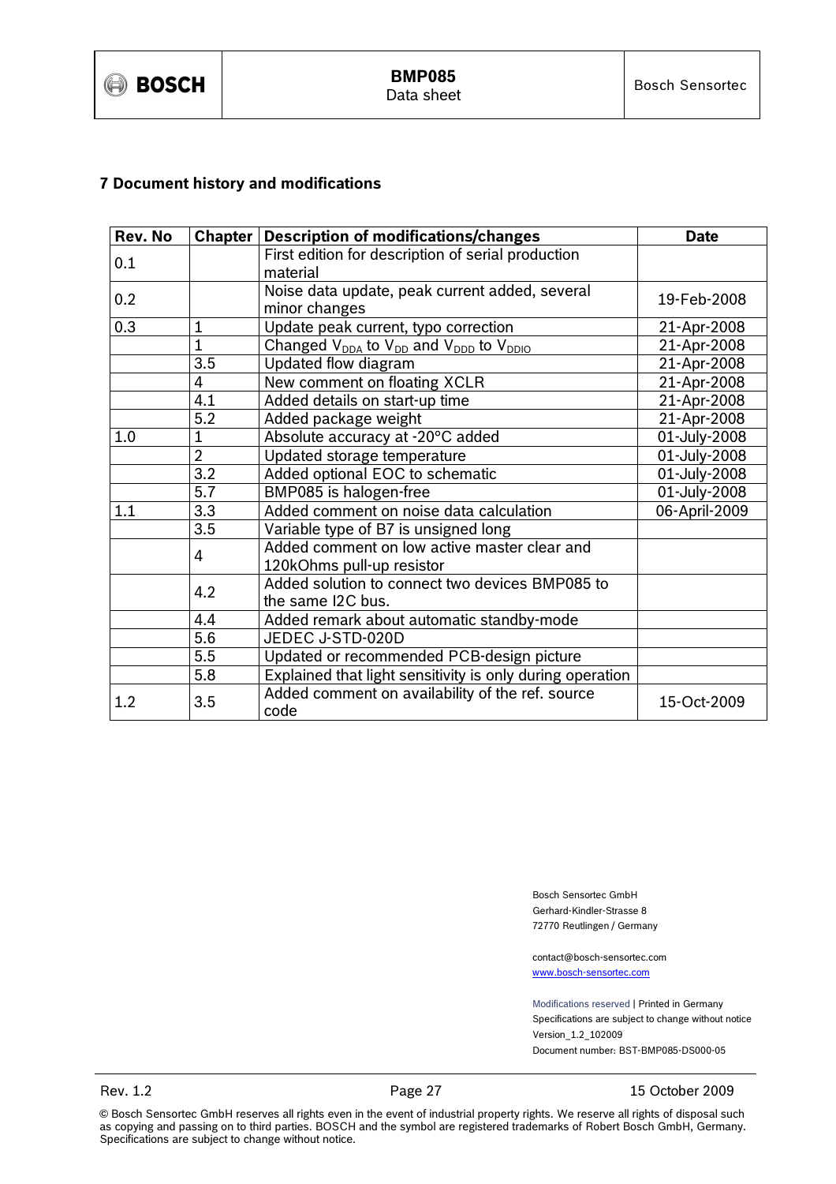## 7 Document history and modifications

| Rev. No | Chapter | Description of modifications/changes | Date |
|---|---|---|---|
| 0.1 | | First edition for description of serial production material | |
| 0.2 | | Noise data update, peak current added, several minor changes | 19-Feb-2008 |
| 0.3 | 1 | Update peak current, typo correction | 21-Apr-2008 |
| | 1 | Changed $V_{DDA}$ to $V_{DD}$ and $V_{DDD}$ to $V_{DDIO}$ | 21-Apr-2008 |
| | 3.5 | Updated flow diagram | 21-Apr-2008 |
| | 4 | New comment on floating XCLR | 21-Apr-2008 |
| | 4.1 | Added details on start-up time | 21-Apr-2008 |
| | 5.2 | Added package weight | 21-Apr-2008 |
| 1.0 | 1 | Absolute accuracy at -20°C added | 01-July-2008 |
| | 2 | Updated storage temperature | 01-July-2008 |
| | 3.2 | Added optional EOC to schematic | 01-July-2008 |
| | 5.7 | BMP085 is halogen-free | 01-July-2008 |
| 1.1 | 3.3 | Added comment on noise data calculation | 06-April-2009 |
| | 3.5 | Variable type of B7 is unsigned long | |
| | 4 | Added comment on low active master clear and 120kOhms pull-up resistor | |
| | 4.2 | Added solution to connect two devices BMP085 to the same I2C bus. | |
| | 4.4 | Added remark about automatic standby-mode | |
| | 5.6 | JEDEC J-STD-020D | |
| | 5.5 | Updated or recommended PCB-design picture | |
| | 5.8 | Explained that light sensitivity is only during operation | |
| 1.2 | 3.5 | Added comment on availability of the ref. source code | 15-Oct-2009 |

Bosch Sensortec GmbH
Gerhard-Kindler-Strasse 8
72770 Reutlingen / Germany

contact@bosch-sensortec.com
www.bosch-sensortec.com

Modifications reserved | Printed in Germany
Specifications are subject to change without notice
Version_1.2_102009
Document number: BST-BMP085-DS000-05

© Bosch Sensortec GmbH reserves all rights even in the event of industrial property rights. We reserve all rights of disposal such as copying and passing on to third parties. BOSCH and the symbol are registered trademarks of Robert Bosch GmbH, Germany. Specifications are subject to change without notice.